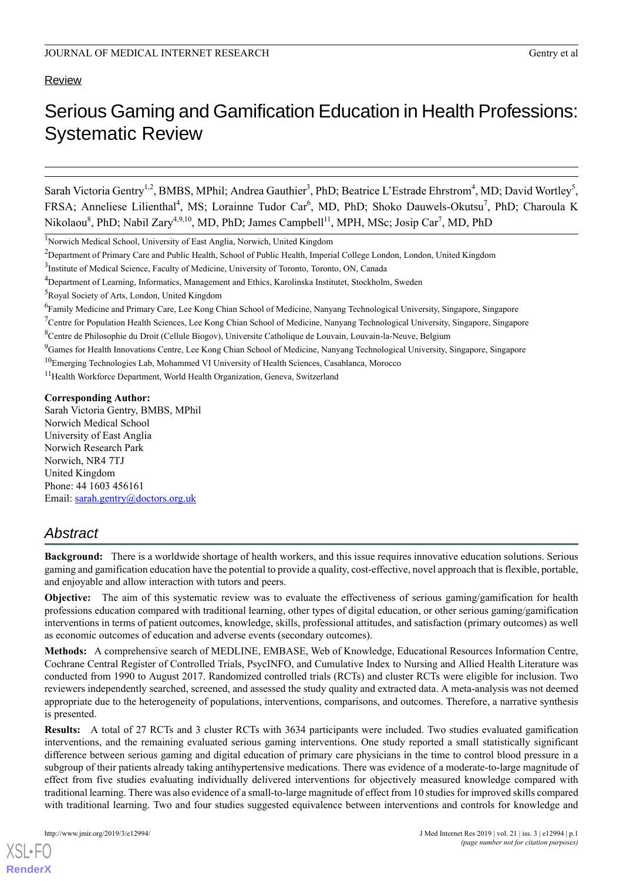Review

# Serious Gaming and Gamification Education in Health Professions: Systematic Review

Sarah Victoria Gentry[1,2], BMBS, MPhil; Andrea Gauthier[3], PhD; Beatrice L'Estrade Ehrstrom[4], MD; David Wortley[5], FRSA; Anneliese Lilienthal[4], MS; Lorainne Tudor Car[6], MD, PhD; Shoko Dauwels-Okutsu[7], PhD; Charoula K Nikolaou[8], PhD; Nabil Zary[4,9,10], MD, PhD; James Campbell[11], MPH, MSc; Josip Car[7], MD, PhD

[1]Norwich Medical School, University of East Anglia, Norwich, United Kingdom

[2]Department of Primary Care and Public Health, School of Public Health, Imperial College London, London, United Kingdom

[3]Institute of Medical Science, Faculty of Medicine, University of Toronto, Toronto, ON, Canada

[4]Department of Learning, Informatics, Management and Ethics, Karolinska Institutet, Stockholm, Sweden

[5]Royal Society of Arts, London, United Kingdom

[6]Family Medicine and Primary Care, Lee Kong Chian School of Medicine, Nanyang Technological University, Singapore, Singapore

[7]Centre for Population Health Sciences, Lee Kong Chian School of Medicine, Nanyang Technological University, Singapore, Singapore

[8]Centre de Philosophie du Droit (Cellule Biogov), Universite Catholique de Louvain, Louvain-la-Neuve, Belgium

[9]Games for Health Innovations Centre, Lee Kong Chian School of Medicine, Nanyang Technological University, Singapore, Singapore

[10]Emerging Technologies Lab, Mohammed VI University of Health Sciences, Casablanca, Morocco

[11]Health Workforce Department, World Health Organization, Geneva, Switzerland

**Corresponding Author:**
Sarah Victoria Gentry, BMBS, MPhil
Norwich Medical School
University of East Anglia
Norwich Research Park
Norwich, NR4 7TJ
United Kingdom
Phone: 44 1603 456161
Email: sarah.gentry@doctors.org.uk

## Abstract

**Background:** There is a worldwide shortage of health workers, and this issue requires innovative education solutions. Serious gaming and gamification education have the potential to provide a quality, cost-effective, novel approach that is flexible, portable, and enjoyable and allow interaction with tutors and peers.

**Objective:** The aim of this systematic review was to evaluate the effectiveness of serious gaming/gamification for health professions education compared with traditional learning, other types of digital education, or other serious gaming/gamification interventions in terms of patient outcomes, knowledge, skills, professional attitudes, and satisfaction (primary outcomes) as well as economic outcomes of education and adverse events (secondary outcomes).

**Methods:** A comprehensive search of MEDLINE, EMBASE, Web of Knowledge, Educational Resources Information Centre, Cochrane Central Register of Controlled Trials, PsycINFO, and Cumulative Index to Nursing and Allied Health Literature was conducted from 1990 to August 2017. Randomized controlled trials (RCTs) and cluster RCTs were eligible for inclusion. Two reviewers independently searched, screened, and assessed the study quality and extracted data. A meta-analysis was not deemed appropriate due to the heterogeneity of populations, interventions, comparisons, and outcomes. Therefore, a narrative synthesis is presented.

**Results:** A total of 27 RCTs and 3 cluster RCTs with 3634 participants were included. Two studies evaluated gamification interventions, and the remaining evaluated serious gaming interventions. One study reported a small statistically significant difference between serious gaming and digital education of primary care physicians in the time to control blood pressure in a subgroup of their patients already taking antihypertensive medications. There was evidence of a moderate-to-large magnitude of effect from five studies evaluating individually delivered interventions for objectively measured knowledge compared with traditional learning. There was also evidence of a small-to-large magnitude of effect from 10 studies for improved skills compared with traditional learning. Two and four studies suggested equivalence between interventions and controls for knowledge and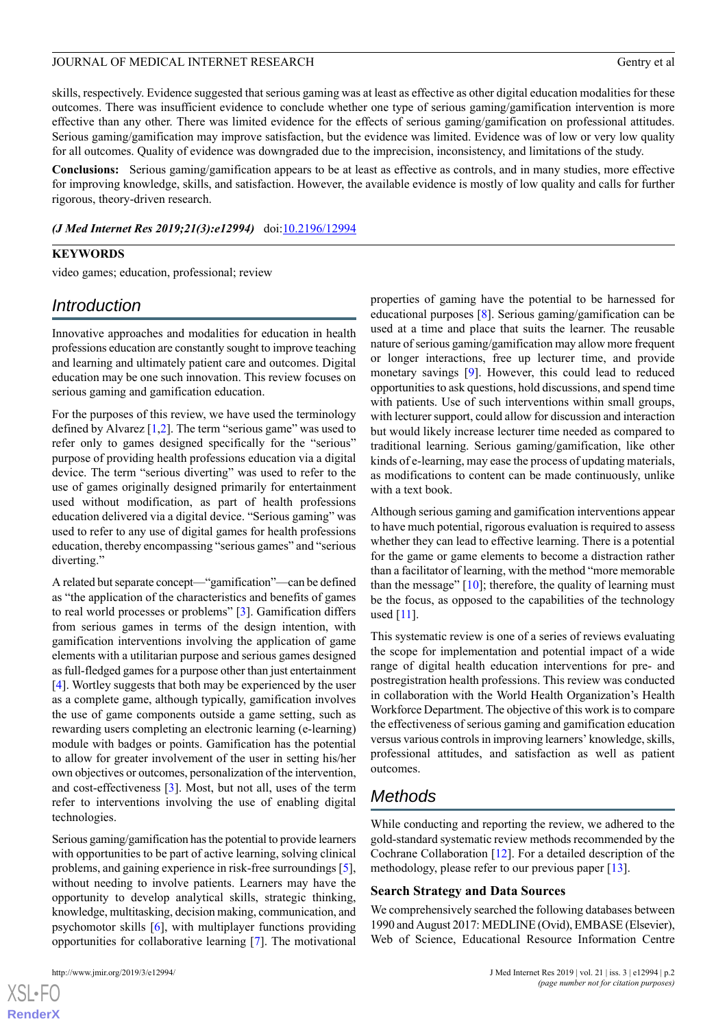skills, respectively. Evidence suggested that serious gaming was at least as effective as other digital education modalities for these outcomes. There was insufficient evidence to conclude whether one type of serious gaming/gamification intervention is more effective than any other. There was limited evidence for the effects of serious gaming/gamification on professional attitudes. Serious gaming/gamification may improve satisfaction, but the evidence was limited. Evidence was of low or very low quality for all outcomes. Quality of evidence was downgraded due to the imprecision, inconsistency, and limitations of the study.

**Conclusions:** Serious gaming/gamification appears to be at least as effective as controls, and in many studies, more effective for improving knowledge, skills, and satisfaction. However, the available evidence is mostly of low quality and calls for further rigorous, theory-driven research.

***(J Med Internet Res 2019;21(3):e12994)*** doi:10.2196/12994

**KEYWORDS**

video games; education, professional; review

## Introduction

Innovative approaches and modalities for education in health professions education are constantly sought to improve teaching and learning and ultimately patient care and outcomes. Digital education may be one such innovation. This review focuses on serious gaming and gamification education.

For the purposes of this review, we have used the terminology defined by Alvarez [1,2]. The term "serious game" was used to refer only to games designed specifically for the "serious" purpose of providing health professions education via a digital device. The term "serious diverting" was used to refer to the use of games originally designed primarily for entertainment used without modification, as part of health professions education delivered via a digital device. "Serious gaming" was used to refer to any use of digital games for health professions education, thereby encompassing "serious games" and "serious diverting."

A related but separate concept—"gamification"—can be defined as "the application of the characteristics and benefits of games to real world processes or problems" [3]. Gamification differs from serious games in terms of the design intention, with gamification interventions involving the application of game elements with a utilitarian purpose and serious games designed as full-fledged games for a purpose other than just entertainment [4]. Wortley suggests that both may be experienced by the user as a complete game, although typically, gamification involves the use of game components outside a game setting, such as rewarding users completing an electronic learning (e-learning) module with badges or points. Gamification has the potential to allow for greater involvement of the user in setting his/her own objectives or outcomes, personalization of the intervention, and cost-effectiveness [3]. Most, but not all, uses of the term refer to interventions involving the use of enabling digital technologies.

Serious gaming/gamification has the potential to provide learners with opportunities to be part of active learning, solving clinical problems, and gaining experience in risk-free surroundings [5], without needing to involve patients. Learners may have the opportunity to develop analytical skills, strategic thinking, knowledge, multitasking, decision making, communication, and psychomotor skills [6], with multiplayer functions providing opportunities for collaborative learning [7]. The motivational properties of gaming have the potential to be harnessed for educational purposes [8]. Serious gaming/gamification can be used at a time and place that suits the learner. The reusable nature of serious gaming/gamification may allow more frequent or longer interactions, free up lecturer time, and provide monetary savings [9]. However, this could lead to reduced opportunities to ask questions, hold discussions, and spend time with patients. Use of such interventions within small groups, with lecturer support, could allow for discussion and interaction but would likely increase lecturer time needed as compared to traditional learning. Serious gaming/gamification, like other kinds of e-learning, may ease the process of updating materials, as modifications to content can be made continuously, unlike with a text book.

Although serious gaming and gamification interventions appear to have much potential, rigorous evaluation is required to assess whether they can lead to effective learning. There is a potential for the game or game elements to become a distraction rather than a facilitator of learning, with the method "more memorable than the message" [10]; therefore, the quality of learning must be the focus, as opposed to the capabilities of the technology used [11].

This systematic review is one of a series of reviews evaluating the scope for implementation and potential impact of a wide range of digital health education interventions for pre- and postregistration health professions. This review was conducted in collaboration with the World Health Organization's Health Workforce Department. The objective of this work is to compare the effectiveness of serious gaming and gamification education versus various controls in improving learners' knowledge, skills, professional attitudes, and satisfaction as well as patient outcomes.

## Methods

While conducting and reporting the review, we adhered to the gold-standard systematic review methods recommended by the Cochrane Collaboration [12]. For a detailed description of the methodology, please refer to our previous paper [13].

### Search Strategy and Data Sources

We comprehensively searched the following databases between 1990 and August 2017: MEDLINE (Ovid), EMBASE (Elsevier), Web of Science, Educational Resource Information Centre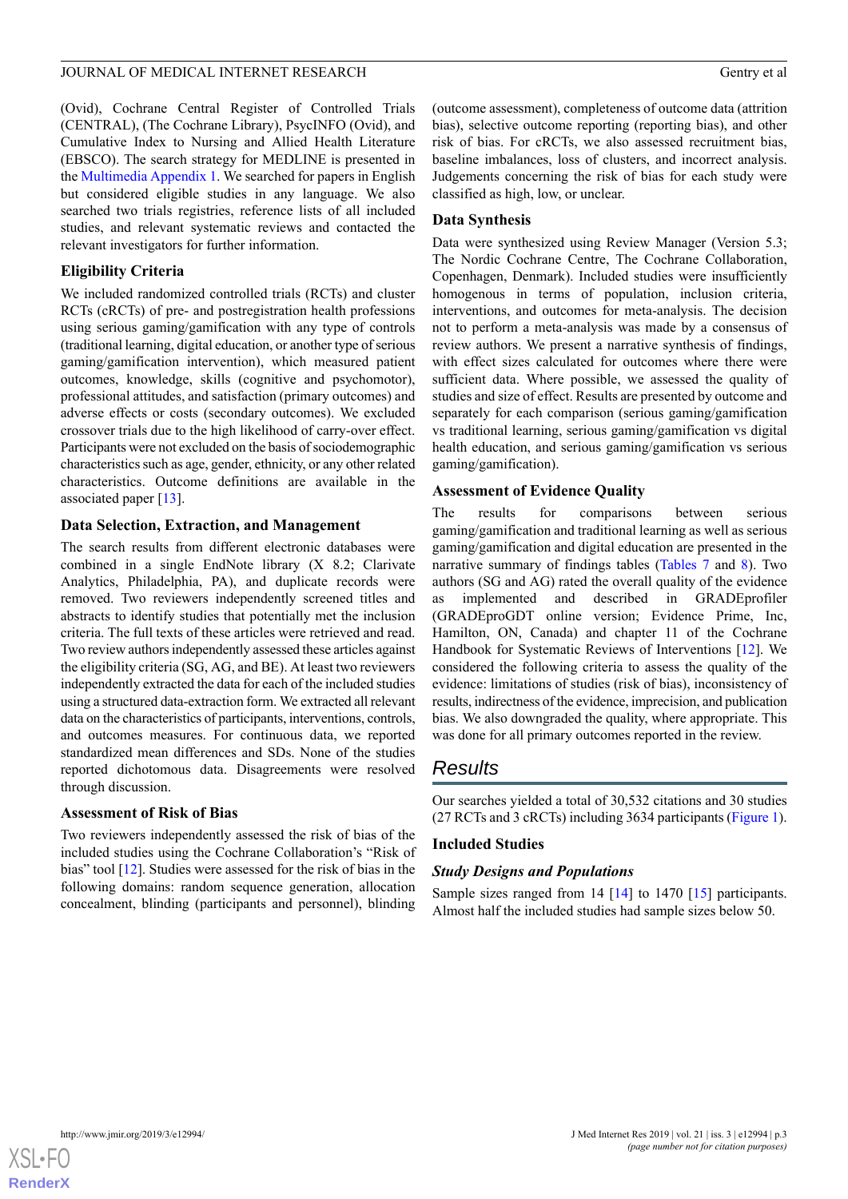(Ovid), Cochrane Central Register of Controlled Trials (CENTRAL), (The Cochrane Library), PsycINFO (Ovid), and Cumulative Index to Nursing and Allied Health Literature (EBSCO). The search strategy for MEDLINE is presented in the Multimedia Appendix 1. We searched for papers in English but considered eligible studies in any language. We also searched two trials registries, reference lists of all included studies, and relevant systematic reviews and contacted the relevant investigators for further information.

### Eligibility Criteria

We included randomized controlled trials (RCTs) and cluster RCTs (cRCTs) of pre- and postregistration health professions using serious gaming/gamification with any type of controls (traditional learning, digital education, or another type of serious gaming/gamification intervention), which measured patient outcomes, knowledge, skills (cognitive and psychomotor), professional attitudes, and satisfaction (primary outcomes) and adverse effects or costs (secondary outcomes). We excluded crossover trials due to the high likelihood of carry-over effect. Participants were not excluded on the basis of sociodemographic characteristics such as age, gender, ethnicity, or any other related characteristics. Outcome definitions are available in the associated paper [13].

### Data Selection, Extraction, and Management

The search results from different electronic databases were combined in a single EndNote library (X 8.2; Clarivate Analytics, Philadelphia, PA), and duplicate records were removed. Two reviewers independently screened titles and abstracts to identify studies that potentially met the inclusion criteria. The full texts of these articles were retrieved and read. Two review authors independently assessed these articles against the eligibility criteria (SG, AG, and BE). At least two reviewers independently extracted the data for each of the included studies using a structured data-extraction form. We extracted all relevant data on the characteristics of participants, interventions, controls, and outcomes measures. For continuous data, we reported standardized mean differences and SDs. None of the studies reported dichotomous data. Disagreements were resolved through discussion.

### Assessment of Risk of Bias

Two reviewers independently assessed the risk of bias of the included studies using the Cochrane Collaboration's "Risk of bias" tool [12]. Studies were assessed for the risk of bias in the following domains: random sequence generation, allocation concealment, blinding (participants and personnel), blinding (outcome assessment), completeness of outcome data (attrition bias), selective outcome reporting (reporting bias), and other risk of bias. For cRCTs, we also assessed recruitment bias, baseline imbalances, loss of clusters, and incorrect analysis. Judgements concerning the risk of bias for each study were classified as high, low, or unclear.

### Data Synthesis

Data were synthesized using Review Manager (Version 5.3; The Nordic Cochrane Centre, The Cochrane Collaboration, Copenhagen, Denmark). Included studies were insufficiently homogenous in terms of population, inclusion criteria, interventions, and outcomes for meta-analysis. The decision not to perform a meta-analysis was made by a consensus of review authors. We present a narrative synthesis of findings, with effect sizes calculated for outcomes where there were sufficient data. Where possible, we assessed the quality of studies and size of effect. Results are presented by outcome and separately for each comparison (serious gaming/gamification vs traditional learning, serious gaming/gamification vs digital health education, and serious gaming/gamification vs serious gaming/gamification).

### Assessment of Evidence Quality

The results for comparisons between serious gaming/gamification and traditional learning as well as serious gaming/gamification and digital education are presented in the narrative summary of findings tables (Tables 7 and 8). Two authors (SG and AG) rated the overall quality of the evidence as implemented and described in GRADEprofiler (GRADEproGDT online version; Evidence Prime, Inc, Hamilton, ON, Canada) and chapter 11 of the Cochrane Handbook for Systematic Reviews of Interventions [12]. We considered the following criteria to assess the quality of the evidence: limitations of studies (risk of bias), inconsistency of results, indirectness of the evidence, imprecision, and publication bias. We also downgraded the quality, where appropriate. This was done for all primary outcomes reported in the review.

## Results

Our searches yielded a total of 30,532 citations and 30 studies (27 RCTs and 3 cRCTs) including 3634 participants (Figure 1).

### Included Studies

#### *Study Designs and Populations*

Sample sizes ranged from 14 [14] to 1470 [15] participants. Almost half the included studies had sample sizes below 50.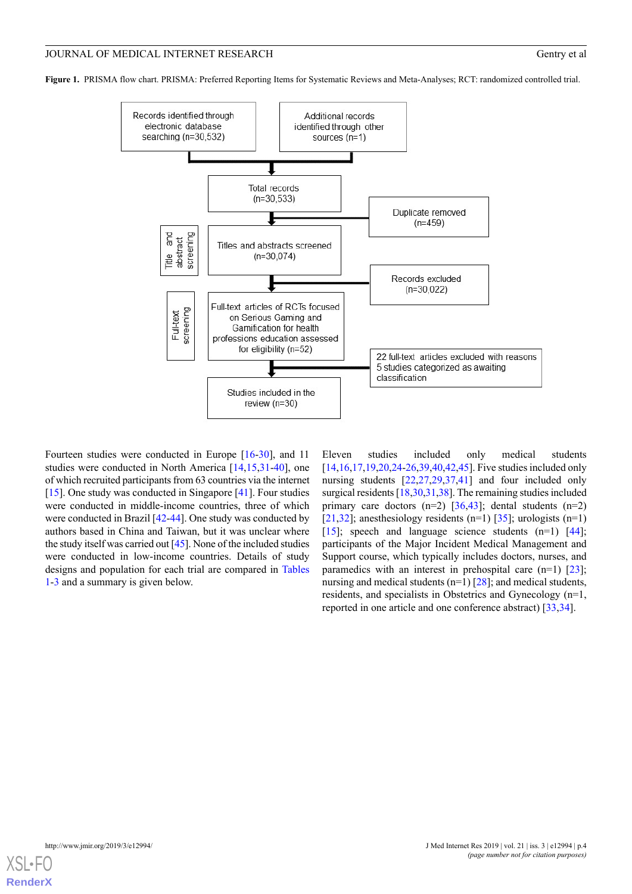**Figure 1.** PRISMA flow chart. PRISMA: Preferred Reporting Items for Systematic Reviews and Meta-Analyses; RCT: randomized controlled trial.

Records identified through electronic database searching (n=30,532)

Additional records identified through other sources (n=1)

Total records (n=30,533)

Duplicate removed (n=459)

Title and abstract screening

Titles and abstracts screened (n=30,074)

Records excluded (n=30,022)

Full-text screening

Full-text articles of RCTs focused on Serious Gaming and Gamification for health professions education assessed for eligibility (n=52)

22 full-text articles excluded with reasons
5 studies categorized as awaiting classification

Studies included in the review (n=30)

Fourteen studies were conducted in Europe [16-30], and 11 studies were conducted in North America [14,15,31-40], one of which recruited participants from 63 countries via the internet [15]. One study was conducted in Singapore [41]. Four studies were conducted in middle-income countries, three of which were conducted in Brazil [42-44]. One study was conducted by authors based in China and Taiwan, but it was unclear where the study itself was carried out [45]. None of the included studies were conducted in low-income countries. Details of study designs and population for each trial are compared in Tables 1-3 and a summary is given below.

Eleven studies included only medical students [14,16,17,19,20,24-26,39,40,42,45]. Five studies included only nursing students [22,27,29,37,41] and four included only surgical residents [18,30,31,38]. The remaining studies included primary care doctors (n=2) [36,43]; dental students (n=2) [21,32]; anesthesiology residents (n=1) [35]; urologists (n=1) [15]; speech and language science students (n=1) [44]; participants of the Major Incident Medical Management and Support course, which typically includes doctors, nurses, and paramedics with an interest in prehospital care (n=1) [23]; nursing and medical students (n=1) [28]; and medical students, residents, and specialists in Obstetrics and Gynecology (n=1, reported in one article and one conference abstract) [33,34].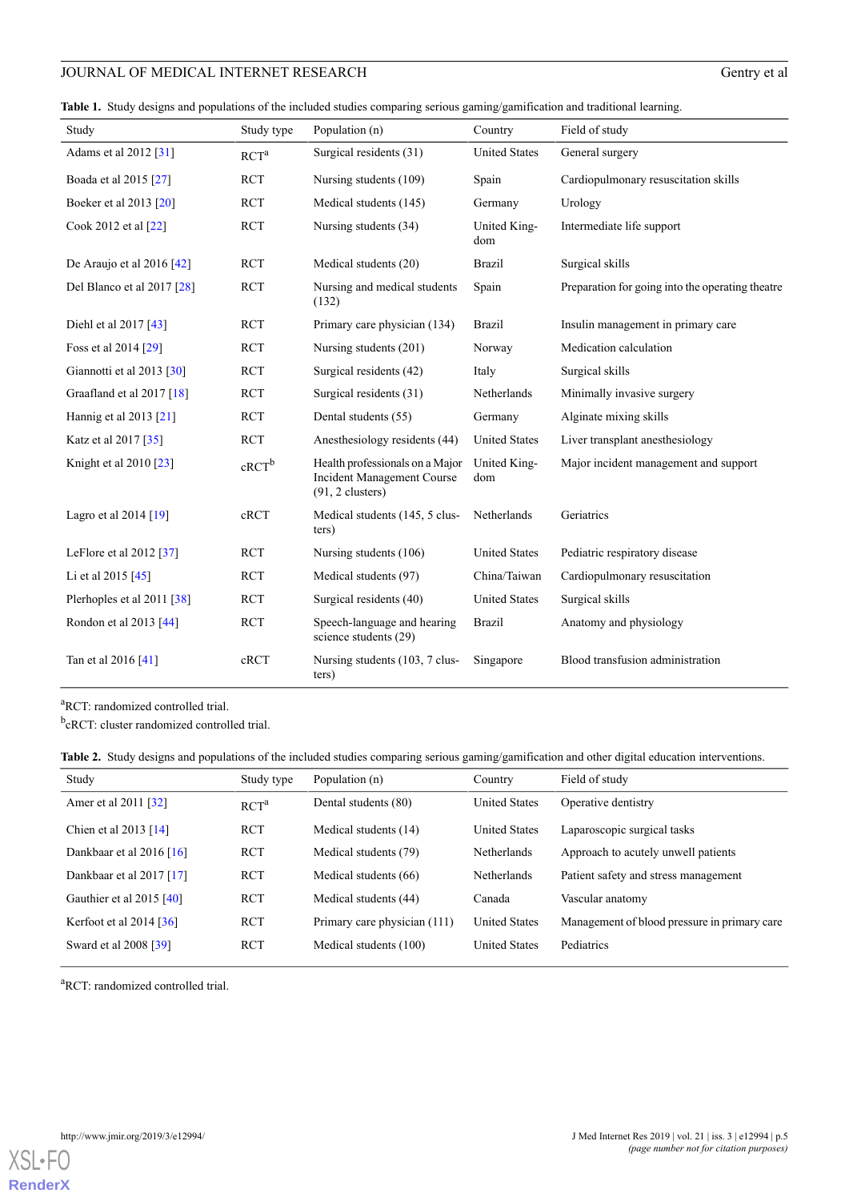**Table 1.** Study designs and populations of the included studies comparing serious gaming/gamification and traditional learning.

| Study | Study type | Population (n) | Country | Field of study |
|---|---|---|---|---|
| Adams et al 2012 [31] | RCT[a] | Surgical residents (31) | United States | General surgery |
| Boada et al 2015 [27] | RCT | Nursing students (109) | Spain | Cardiopulmonary resuscitation skills |
| Boeker et al 2013 [20] | RCT | Medical students (145) | Germany | Urology |
| Cook 2012 et al [22] | RCT | Nursing students (34) | United Kingdom | Intermediate life support |
| De Araujo et al 2016 [42] | RCT | Medical students (20) | Brazil | Surgical skills |
| Del Blanco et al 2017 [28] | RCT | Nursing and medical students (132) | Spain | Preparation for going into the operating theatre |
| Diehl et al 2017 [43] | RCT | Primary care physician (134) | Brazil | Insulin management in primary care |
| Foss et al 2014 [29] | RCT | Nursing students (201) | Norway | Medication calculation |
| Giannotti et al 2013 [30] | RCT | Surgical residents (42) | Italy | Surgical skills |
| Graafland et al 2017 [18] | RCT | Surgical residents (31) | Netherlands | Minimally invasive surgery |
| Hannig et al 2013 [21] | RCT | Dental students (55) | Germany | Alginate mixing skills |
| Katz et al 2017 [35] | RCT | Anesthesiology residents (44) | United States | Liver transplant anesthesiology |
| Knight et al 2010 [23] | cRCT[b] | Health professionals on a Major Incident Management Course (91, 2 clusters) | United Kingdom | Major incident management and support |
| Lagro et al 2014 [19] | cRCT | Medical students (145, 5 clusters) | Netherlands | Geriatrics |
| LeFlore et al 2012 [37] | RCT | Nursing students (106) | United States | Pediatric respiratory disease |
| Li et al 2015 [45] | RCT | Medical students (97) | China/Taiwan | Cardiopulmonary resuscitation |
| Plerhoples et al 2011 [38] | RCT | Surgical residents (40) | United States | Surgical skills |
| Rondon et al 2013 [44] | RCT | Speech-language and hearing science students (29) | Brazil | Anatomy and physiology |
| Tan et al 2016 [41] | cRCT | Nursing students (103, 7 clusters) | Singapore | Blood transfusion administration |

[a]RCT: randomized controlled trial.

[b]cRCT: cluster randomized controlled trial.

**Table 2.** Study designs and populations of the included studies comparing serious gaming/gamification and other digital education interventions.

| Study | Study type | Population (n) | Country | Field of study |
|---|---|---|---|---|
| Amer et al 2011 [32] | RCT[a] | Dental students (80) | United States | Operative dentistry |
| Chien et al 2013 [14] | RCT | Medical students (14) | United States | Laparoscopic surgical tasks |
| Dankbaar et al 2016 [16] | RCT | Medical students (79) | Netherlands | Approach to acutely unwell patients |
| Dankbaar et al 2017 [17] | RCT | Medical students (66) | Netherlands | Patient safety and stress management |
| Gauthier et al 2015 [40] | RCT | Medical students (44) | Canada | Vascular anatomy |
| Kerfoot et al 2014 [36] | RCT | Primary care physician (111) | United States | Management of blood pressure in primary care |
| Sward et al 2008 [39] | RCT | Medical students (100) | United States | Pediatrics |

[a]RCT: randomized controlled trial.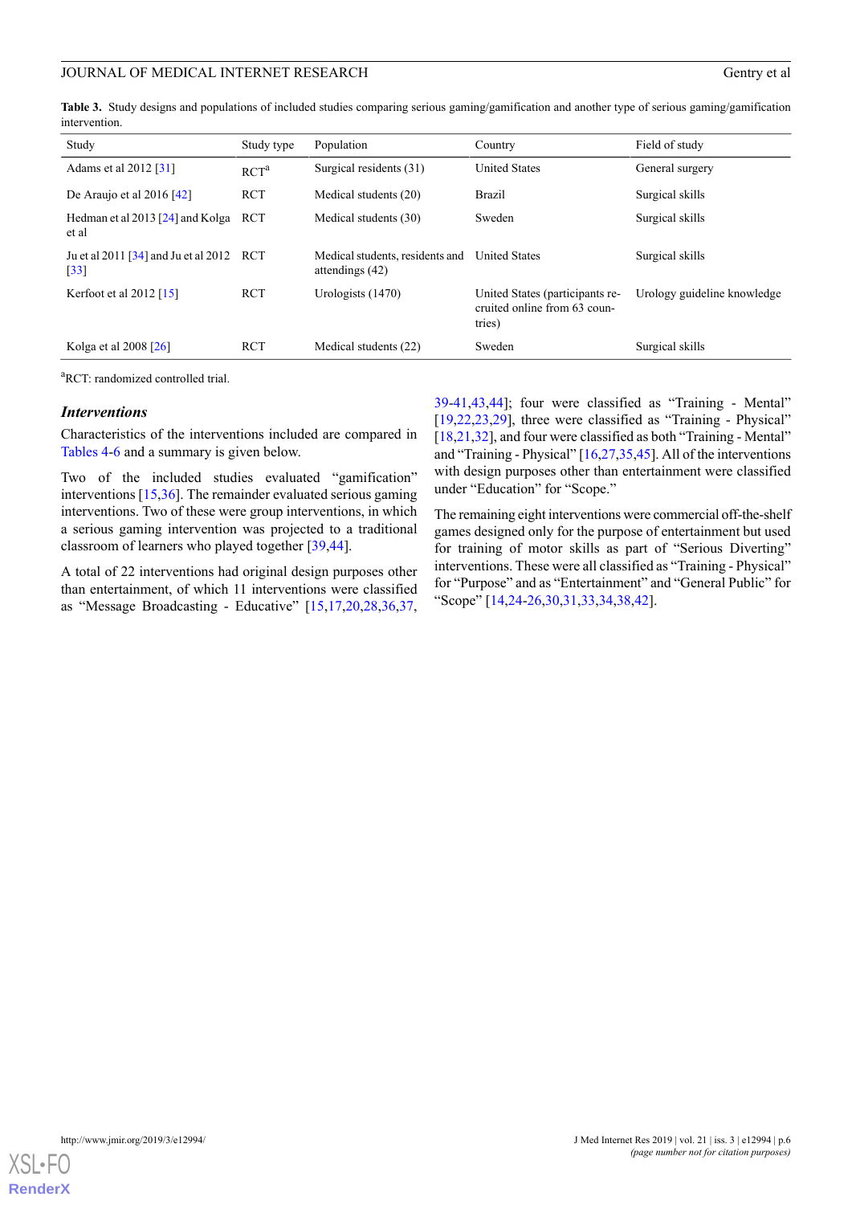**Table 3.** Study designs and populations of included studies comparing serious gaming/gamification and another type of serious gaming/gamification intervention.

| Study | Study type | Population | Country | Field of study |
|---|---|---|---|---|
| Adams et al 2012 [31] | RCT[a] | Surgical residents (31) | United States | General surgery |
| De Araujo et al 2016 [42] | RCT | Medical students (20) | Brazil | Surgical skills |
| Hedman et al 2013 [24] and Kolga et al | RCT | Medical students (30) | Sweden | Surgical skills |
| Ju et al 2011 [34] and Ju et al 2012 [33] | RCT | Medical students, residents and attendings (42) | United States | Surgical skills |
| Kerfoot et al 2012 [15] | RCT | Urologists (1470) | United States (participants recruited online from 63 countries) | Urology guideline knowledge |
| Kolga et al 2008 [26] | RCT | Medical students (22) | Sweden | Surgical skills |

[a]RCT: randomized controlled trial.

### *Interventions*

Characteristics of the interventions included are compared in Tables 4-6 and a summary is given below.

Two of the included studies evaluated "gamification" interventions [15,36]. The remainder evaluated serious gaming interventions. Two of these were group interventions, in which a serious gaming intervention was projected to a traditional classroom of learners who played together [39,44].

A total of 22 interventions had original design purposes other than entertainment, of which 11 interventions were classified as "Message Broadcasting - Educative" [15,17,20,28,36,37,39-41,43,44]; four were classified as "Training - Mental" [19,22,23,29], three were classified as "Training - Physical" [18,21,32], and four were classified as both "Training - Mental" and "Training - Physical" [16,27,35,45]. All of the interventions with design purposes other than entertainment were classified under "Education" for "Scope."

The remaining eight interventions were commercial off-the-shelf games designed only for the purpose of entertainment but used for training of motor skills as part of "Serious Diverting" interventions. These were all classified as "Training - Physical" for "Purpose" and as "Entertainment" and "General Public" for "Scope" [14,24-26,30,31,33,34,38,42].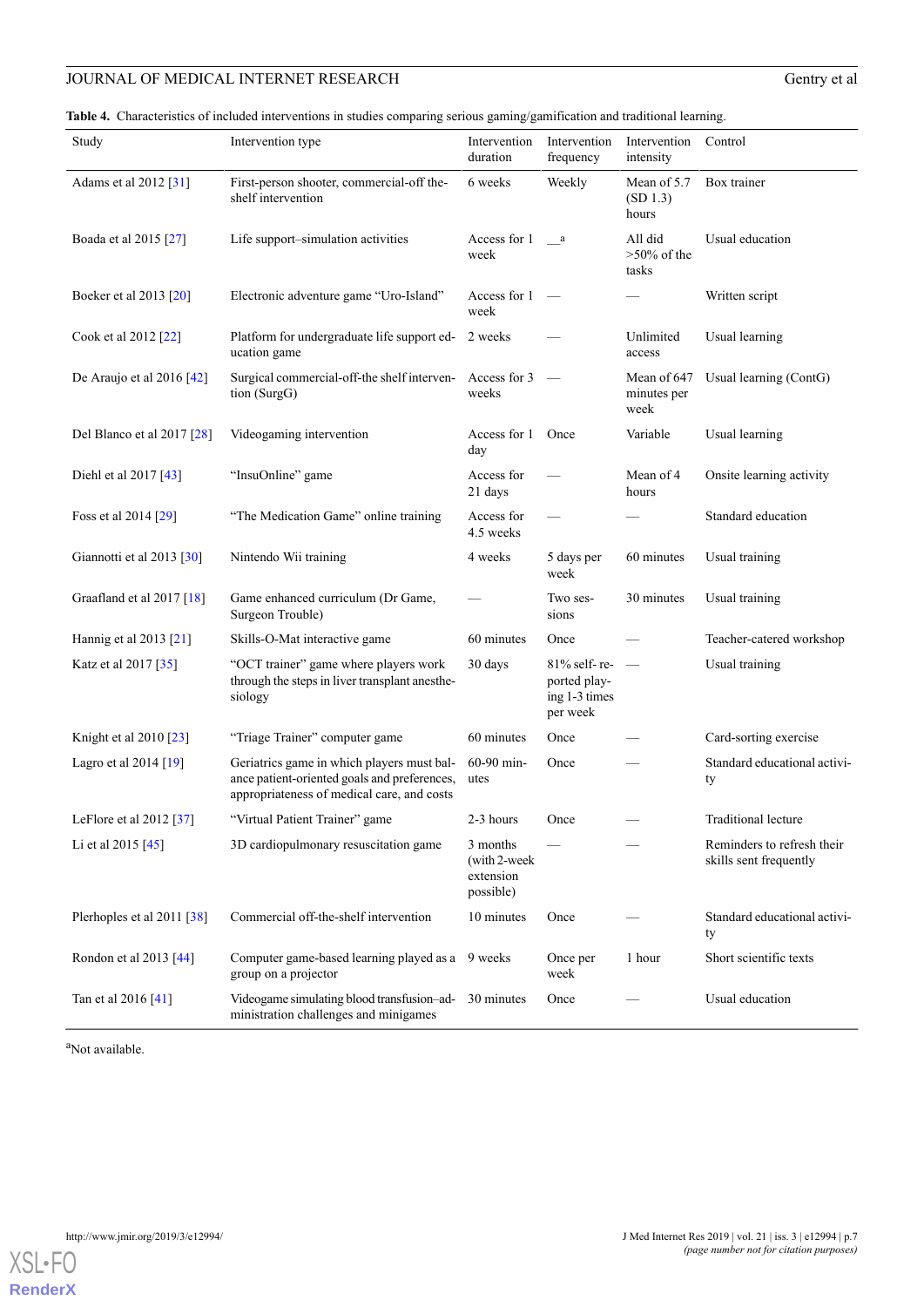**Table 4.** Characteristics of included interventions in studies comparing serious gaming/gamification and traditional learning.

| Study | Intervention type | Intervention duration | Intervention frequency | Intervention intensity | Control |
|---|---|---|---|---|---|
| Adams et al 2012 [31] | First-person shooter, commercial-off the-shelf intervention | 6 weeks | Weekly | Mean of 5.7 (SD 1.3) hours | Box trainer |
| Boada et al 2015 [27] | Life support–simulation activities | Access for 1 week | —[a] | All did >50% of the tasks | Usual education |
| Boeker et al 2013 [20] | Electronic adventure game "Uro-Island" | Access for 1 week | — | — | Written script |
| Cook et al 2012 [22] | Platform for undergraduate life support education game | 2 weeks | — | Unlimited access | Usual learning |
| De Araujo et al 2016 [42] | Surgical commercial-off-the shelf intervention (SurgG) | Access for 3 weeks | — | Mean of 647 minutes per week | Usual learning (ContG) |
| Del Blanco et al 2017 [28] | Videogaming intervention | Access for 1 day | Once | Variable | Usual learning |
| Diehl et al 2017 [43] | "InsuOnline" game | Access for 21 days | — | Mean of 4 hours | Onsite learning activity |
| Foss et al 2014 [29] | "The Medication Game" online training | Access for 4.5 weeks | — | — | Standard education |
| Giannotti et al 2013 [30] | Nintendo Wii training | 4 weeks | 5 days per week | 60 minutes | Usual training |
| Graafland et al 2017 [18] | Game enhanced curriculum (Dr Game, Surgeon Trouble) | — | Two sessions | 30 minutes | Usual training |
| Hannig et al 2013 [21] | Skills-O-Mat interactive game | 60 minutes | Once | — | Teacher-catered workshop |
| Katz et al 2017 [35] | "OCT trainer" game where players work through the steps in liver transplant anesthesiology | 30 days | 81% self-reported playing 1-3 times per week | — | Usual training |
| Knight et al 2010 [23] | "Triage Trainer" computer game | 60 minutes | Once | — | Card-sorting exercise |
| Lagro et al 2014 [19] | Geriatrics game in which players must balance patient-oriented goals and preferences, appropriateness of medical care, and costs | 60-90 minutes | Once | — | Standard educational activity |
| LeFlore et al 2012 [37] | "Virtual Patient Trainer" game | 2-3 hours | Once | — | Traditional lecture |
| Li et al 2015 [45] | 3D cardiopulmonary resuscitation game | 3 months (with 2-week extension possible) | — | — | Reminders to refresh their skills sent frequently |
| Plerhoples et al 2011 [38] | Commercial off-the-shelf intervention | 10 minutes | Once | — | Standard educational activity |
| Rondon et al 2013 [44] | Computer game-based learning played as a group on a projector | 9 weeks | Once per week | 1 hour | Short scientific texts |
| Tan et al 2016 [41] | Videogame simulating blood transfusion–administration challenges and minigames | 30 minutes | Once | — | Usual education |

[a]Not available.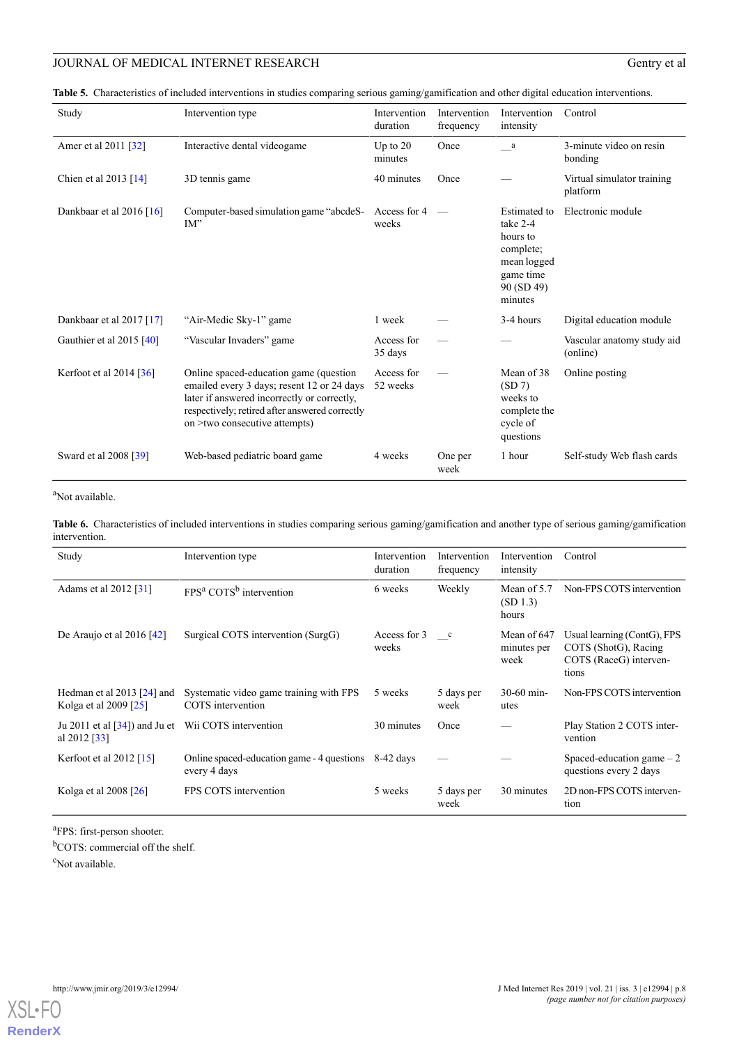**Table 5.** Characteristics of included interventions in studies comparing serious gaming/gamification and other digital education interventions.

| Study | Intervention type | Intervention duration | Intervention frequency | Intervention intensity | Control |
|---|---|---|---|---|---|
| Amer et al 2011 [32] | Interactive dental videogame | Up to 20 minutes | Once | —[a] | 3-minute video on resin bonding |
| Chien et al 2013 [14] | 3D tennis game | 40 minutes | Once | — | Virtual simulator training platform |
| Dankbaar et al 2016 [16] | Computer-based simulation game "abcdeS-IM" | Access for 4 weeks | — | Estimated to take 2-4 hours to complete; mean logged game time 90 (SD 49) minutes | Electronic module |
| Dankbaar et al 2017 [17] | "Air-Medic Sky-1" game | 1 week | — | 3-4 hours | Digital education module |
| Gauthier et al 2015 [40] | "Vascular Invaders" game | Access for 35 days | — | — | Vascular anatomy study aid (online) |
| Kerfoot et al 2014 [36] | Online spaced-education game (question emailed every 3 days; resent 12 or 24 days later if answered incorrectly or correctly, respectively; retired after answered correctly on >two consecutive attempts) | Access for 52 weeks | — | Mean of 38 (SD 7) weeks to complete the cycle of questions | Online posting |
| Sward et al 2008 [39] | Web-based pediatric board game | 4 weeks | One per week | 1 hour | Self-study Web flash cards |

[a]Not available.

**Table 6.** Characteristics of included interventions in studies comparing serious gaming/gamification and another type of serious gaming/gamification intervention.

| Study | Intervention type | Intervention duration | Intervention frequency | Intervention intensity | Control |
|---|---|---|---|---|---|
| Adams et al 2012 [31] | FPS[a] COTS[b] intervention | 6 weeks | Weekly | Mean of 5.7 (SD 1.3) hours | Non-FPS COTS intervention |
| De Araujo et al 2016 [42] | Surgical COTS intervention (SurgG) | Access for 3 weeks | —[c] | Mean of 647 minutes per week | Usual learning (ContG), FPS COTS (ShotG), Racing COTS (RaceG) interventions |
| Hedman et al 2013 [24] and Kolga et al 2009 [25] | Systematic video game training with FPS COTS intervention | 5 weeks | 5 days per week | 30-60 minutes | Non-FPS COTS intervention |
| Ju 2011 et al [34]) and Ju et al 2012 [33] | Wii COTS intervention | 30 minutes | Once | — | Play Station 2 COTS intervention |
| Kerfoot et al 2012 [15] | Online spaced-education game - 4 questions every 4 days | 8-42 days | — | — | Spaced-education game – 2 questions every 2 days |
| Kolga et al 2008 [26] | FPS COTS intervention | 5 weeks | 5 days per week | 30 minutes | 2D non-FPS COTS intervention |

[a]FPS: first-person shooter.

[b]COTS: commercial off the shelf.

[c]Not available.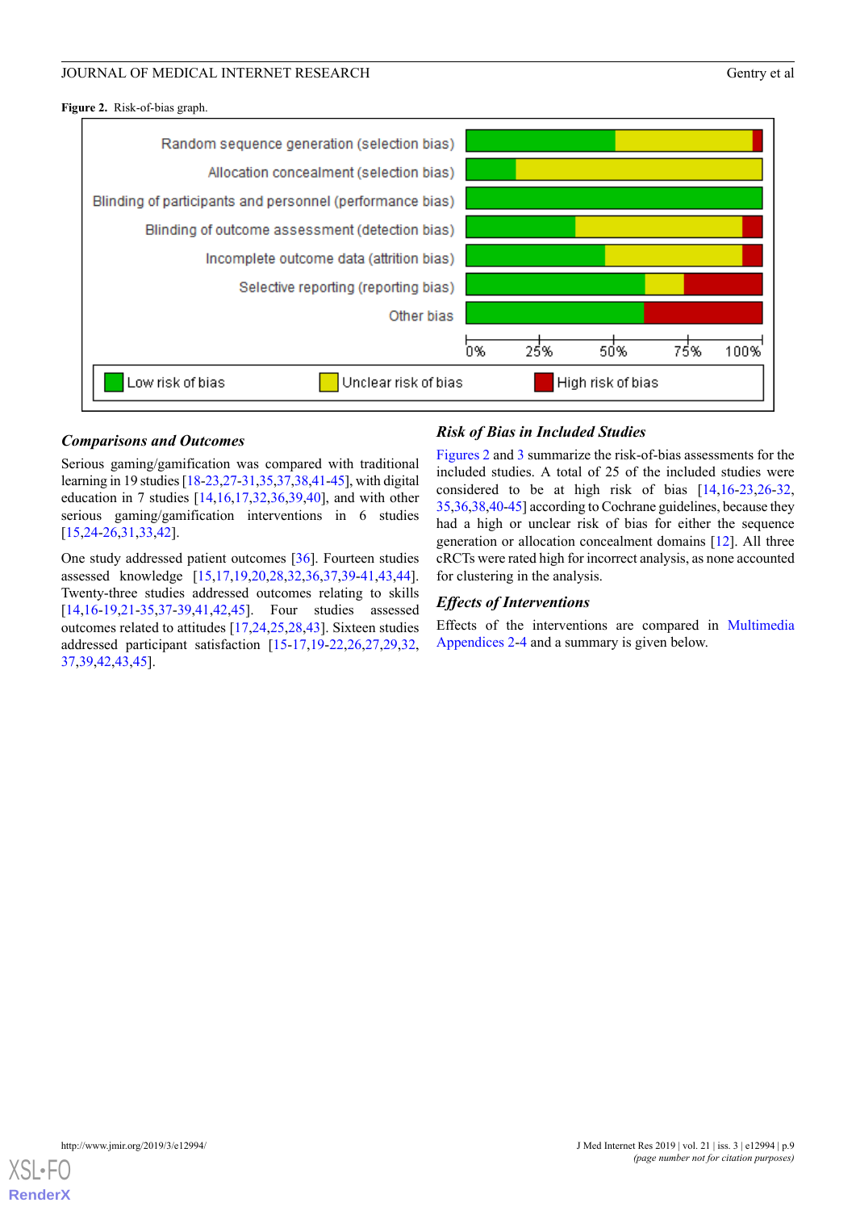**Figure 2.** Risk-of-bias graph.

## Comparisons and Outcomes

Serious gaming/gamification was compared with traditional learning in 19 studies [18-23,27-31,35,37,38,41-45], with digital education in 7 studies [14,16,17,32,36,39,40], and with other serious gaming/gamification interventions in 6 studies [15,24-26,31,33,42].

One study addressed patient outcomes [36]. Fourteen studies assessed knowledge [15,17,19,20,28,32,36,37,39-41,43,44]. Twenty-three studies addressed outcomes relating to skills [14,16-19,21-35,37-39,41,42,45]. Four studies assessed outcomes related to attitudes [17,24,25,28,43]. Sixteen studies addressed participant satisfaction [15-17,19-22,26,27,29,32,37,39,42,43,45].

## Risk of Bias in Included Studies

Figures 2 and 3 summarize the risk-of-bias assessments for the included studies. A total of 25 of the included studies were considered to be at high risk of bias [14,16-23,26-32,35,36,38,40-45] according to Cochrane guidelines, because they had a high or unclear risk of bias for either the sequence generation or allocation concealment domains [12]. All three cRCTs were rated high for incorrect analysis, as none accounted for clustering in the analysis.

## Effects of Interventions

Effects of the interventions are compared in Multimedia Appendices 2-4 and a summary is given below.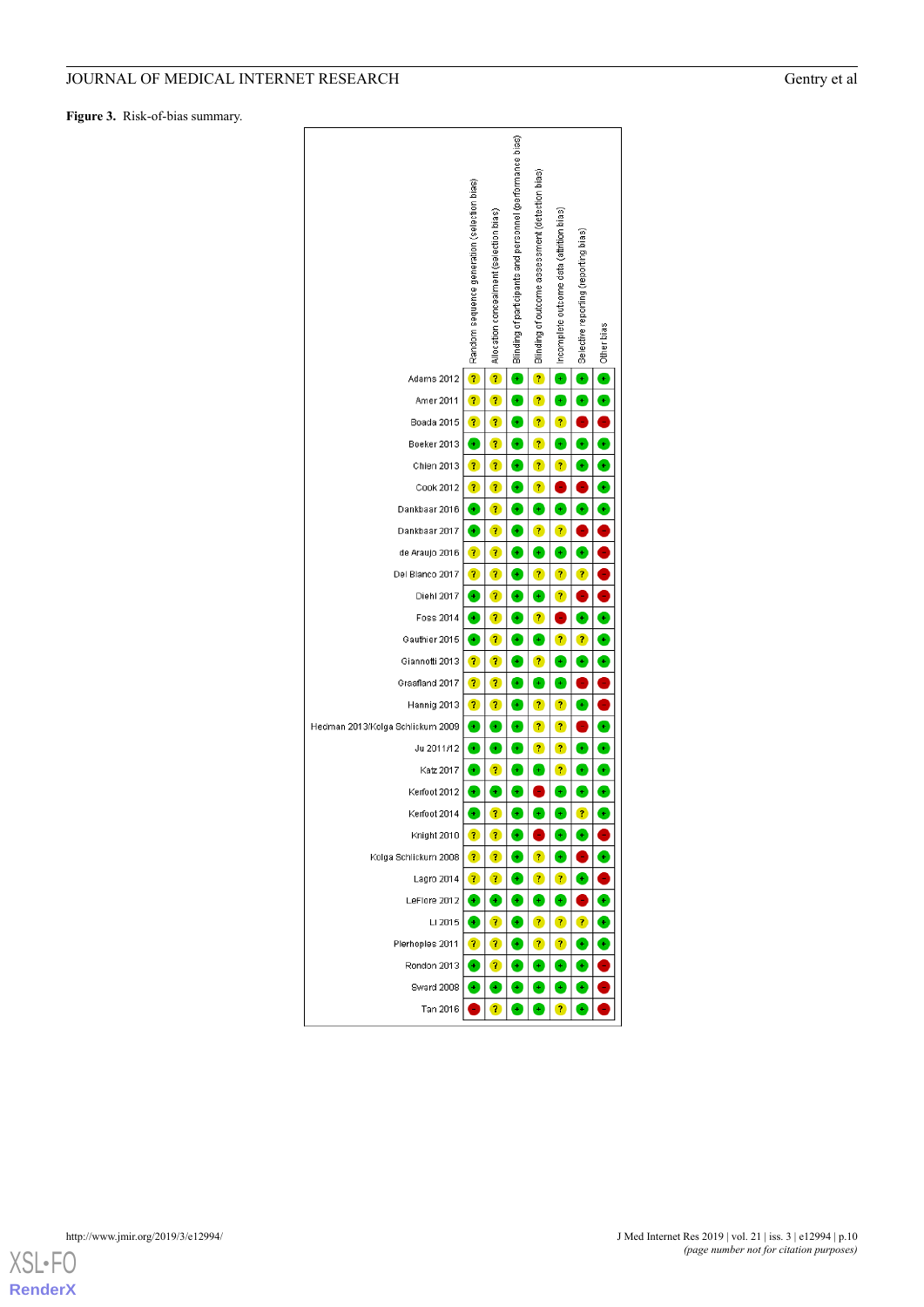**Figure 3.** Risk-of-bias summary.

| Study | Random sequence generation (selection bias) | Allocation concealment (selection bias) | Blinding of participants and personnel (performance bias) | Blinding of outcome assessment (detection bias) | Incomplete outcome data (attrition bias) | Selective reporting (reporting bias) | Other bias |
|---|---|---|---|---|---|---|---|
| Adams 2012 | ? | ? | + | ? | + | + | + |
| Amer 2011 | ? | ? | + | ? | + | + | + |
| Boada 2015 | ? | ? | + | ? | ? | - | - |
| Boeker 2013 | + | ? | + | ? | + | + | + |
| Chien 2013 | ? | ? | + | ? | ? | + | + |
| Cook 2012 | ? | ? | + | ? | - | - | + |
| Dankbaar 2016 | + | ? | + | + | + | + | + |
| Dankbaar 2017 | + | ? | + | ? | ? | - | - |
| de Araujo 2016 | ? | ? | + | + | + | + | - |
| Del Blanco 2017 | ? | ? | + | ? | ? | ? | - |
| Diehl 2017 | + | ? | + | + | ? | - | - |
| Foss 2014 | + | ? | + | ? | - | + | + |
| Gauthier 2015 | + | ? | + | + | ? | ? | + |
| Giannotti 2013 | ? | ? | + | ? | + | + | + |
| Graafland 2017 | ? | ? | + | + | + | - | - |
| Hannig 2013 | ? | ? | + | ? | ? | + | - |
| Hedman 2013/Kolga Schlickum 2009 | + | + | + | ? | ? | - | + |
| Ju 2011/12 | + | + | + | ? | ? | + | + |
| Katz 2017 | + | ? | + | + | ? | + | + |
| Kerfoot 2012 | + | + | + | - | + | + | + |
| Kerfoot 2014 | + | ? | + | + | + | ? | + |
| Knight 2010 | ? | ? | + | - | + | + | - |
| Kolga Schlickum 2008 | ? | ? | + | ? | + | - | + |
| Lagro 2014 | ? | ? | + | ? | ? | + | - |
| LeFlore 2012 | + | + | + | + | + | - | + |
| Li 2015 | + | ? | + | ? | ? | ? | + |
| Pierhoples 2011 | ? | ? | + | ? | ? | + | + |
| Rondon 2013 | + | ? | + | + | + | + | - |
| Sward 2008 | + | + | + | + | + | + | - |
| Tan 2016 | - | ? | + | + | ? | + | - |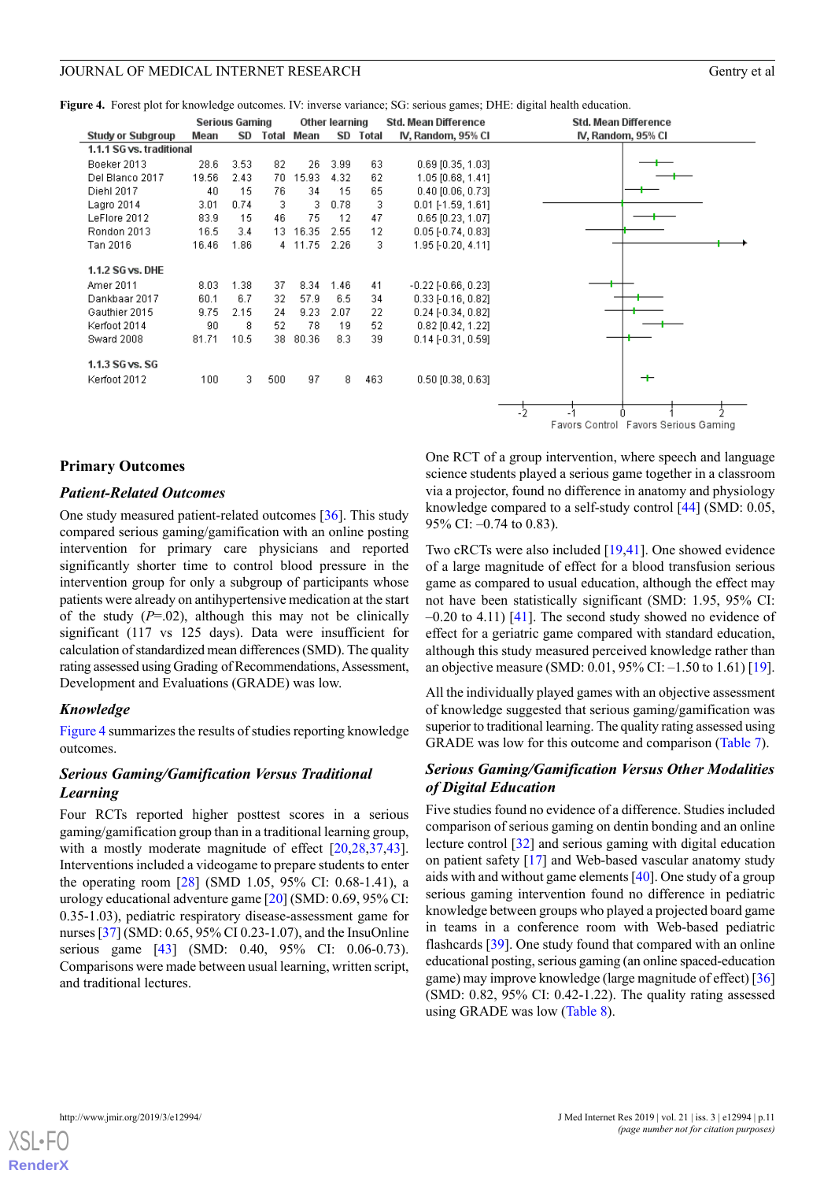**Figure 4.** Forest plot for knowledge outcomes. IV: inverse variance; SG: serious games; DHE: digital health education.

| Study or Subgroup | Serious Gaming Mean | SD | Total | Other learning Mean | SD | Total | Std. Mean Difference IV, Random, 95% CI |
|---|---|---|---|---|---|---|---|
| **1.1.1 SG vs. traditional** | | | | | | | |
| Boeker 2013 | 28.6 | 3.53 | 82 | 26 | 3.99 | 63 | 0.69 [0.35, 1.03] |
| Del Blanco 2017 | 19.56 | 2.43 | 70 | 15.93 | 4.32 | 62 | 1.05 [0.68, 1.41] |
| Diehl 2017 | 40 | 15 | 76 | 34 | 15 | 65 | 0.40 [0.06, 0.73] |
| Lagro 2014 | 3.01 | 0.74 | 3 | 3 | 0.78 | 3 | 0.01 [-1.59, 1.61] |
| LeFlore 2012 | 83.9 | 15 | 46 | 75 | 12 | 47 | 0.65 [0.23, 1.07] |
| Rondon 2013 | 16.5 | 3.4 | 13 | 16.35 | 2.55 | 12 | 0.05 [-0.74, 0.83] |
| Tan 2016 | 16.46 | 1.86 | 4 | 11.75 | 2.26 | 3 | 1.95 [-0.20, 4.11] |
| **1.1.2 SG vs. DHE** | | | | | | | |
| Amer 2011 | 8.03 | 1.38 | 37 | 8.34 | 1.46 | 41 | -0.22 [-0.66, 0.23] |
| Dankbaar 2017 | 60.1 | 6.7 | 32 | 57.9 | 6.5 | 34 | 0.33 [-0.16, 0.82] |
| Gauthier 2015 | 9.75 | 2.15 | 24 | 9.23 | 2.07 | 22 | 0.24 [-0.34, 0.82] |
| Kerfoot 2014 | 90 | 8 | 52 | 78 | 19 | 52 | 0.82 [0.42, 1.22] |
| Sward 2008 | 81.71 | 10.5 | 38 | 80.36 | 8.3 | 39 | 0.14 [-0.31, 0.59] |
| **1.1.3 SG vs. SG** | | | | | | | |
| Kerfoot 2012 | 100 | 3 | 500 | 97 | 8 | 463 | 0.50 [0.38, 0.63] |

Favors Control / Favors Serious Gaming

## Primary Outcomes

### Patient-Related Outcomes

One study measured patient-related outcomes [36]. This study compared serious gaming/gamification with an online posting intervention for primary care physicians and reported significantly shorter time to control blood pressure in the intervention group for only a subgroup of participants whose patients were already on antihypertensive medication at the start of the study ($P$=.02), although this may not be clinically significant (117 vs 125 days). Data were insufficient for calculation of standardized mean differences (SMD). The quality rating assessed using Grading of Recommendations, Assessment, Development and Evaluations (GRADE) was low.

### Knowledge

Figure 4 summarizes the results of studies reporting knowledge outcomes.

### Serious Gaming/Gamification Versus Traditional Learning

Four RCTs reported higher posttest scores in a serious gaming/gamification group than in a traditional learning group, with a mostly moderate magnitude of effect [20,28,37,43]. Interventions included a videogame to prepare students to enter the operating room [28] (SMD 1.05, 95% CI: 0.68-1.41), a urology educational adventure game [20] (SMD: 0.69, 95% CI: 0.35-1.03), pediatric respiratory disease-assessment game for nurses [37] (SMD: 0.65, 95% CI 0.23-1.07), and the InsuOnline serious game [43] (SMD: 0.40, 95% CI: 0.06-0.73). Comparisons were made between usual learning, written script, and traditional lectures.

One RCT of a group intervention, where speech and language science students played a serious game together in a classroom via a projector, found no difference in anatomy and physiology knowledge compared to a self-study control [44] (SMD: 0.05, 95% CI: –0.74 to 0.83).

Two cRCTs were also included [19,41]. One showed evidence of a large magnitude of effect for a blood transfusion serious game as compared to usual education, although the effect may not have been statistically significant (SMD: 1.95, 95% CI: –0.20 to 4.11) [41]. The second study showed no evidence of effect for a geriatric game compared with standard education, although this study measured perceived knowledge rather than an objective measure (SMD: 0.01, 95% CI: –1.50 to 1.61) [19].

All the individually played games with an objective assessment of knowledge suggested that serious gaming/gamification was superior to traditional learning. The quality rating assessed using GRADE was low for this outcome and comparison (Table 7).

### Serious Gaming/Gamification Versus Other Modalities of Digital Education

Five studies found no evidence of a difference. Studies included comparison of serious gaming on dentin bonding and an online lecture control [32] and serious gaming with digital education on patient safety [17] and Web-based vascular anatomy study aids with and without game elements [40]. One study of a group serious gaming intervention found no difference in pediatric knowledge between groups who played a projected board game in teams in a conference room with Web-based pediatric flashcards [39]. One study found that compared with an online educational posting, serious gaming (an online spaced-education game) may improve knowledge (large magnitude of effect) [36] (SMD: 0.82, 95% CI: 0.42-1.22). The quality rating assessed using GRADE was low (Table 8).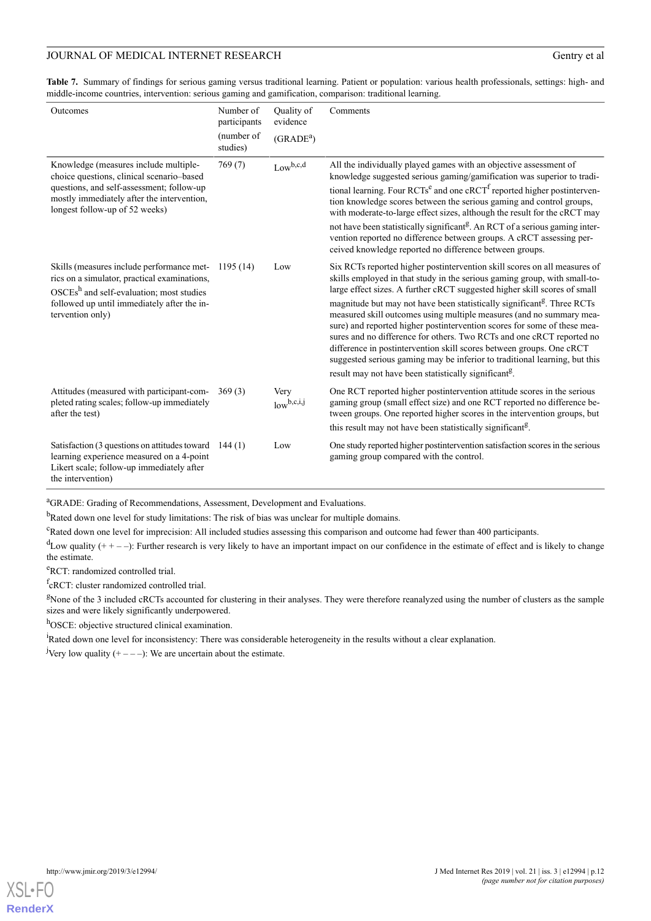**Table 7.** Summary of findings for serious gaming versus traditional learning. Patient or population: various health professionals, settings: high- and middle-income countries, intervention: serious gaming and gamification, comparison: traditional learning.

| Outcomes | Number of participants (number of studies) | Quality of evidence (GRADE[a]) | Comments |
|---|---|---|---|
| Knowledge (measures include multiple-choice questions, clinical scenario–based questions, and self-assessment; follow-up mostly immediately after the intervention, longest follow-up of 52 weeks) | 769 (7) | Low[b,c,d] | All the individually played games with an objective assessment of knowledge suggested serious gaming/gamification was superior to traditional learning. Four RCTs[e] and one cRCT[f] reported higher postintervention knowledge scores between the serious gaming and control groups, with moderate-to-large effect sizes, although the result for the cRCT may not have been statistically significant[g]. An RCT of a serious gaming intervention reported no difference between groups. A cRCT assessing perceived knowledge reported no difference between groups. |
| Skills (measures include performance metrics on a simulator, practical examinations, OSCEs[h] and self-evaluation; most studies followed up until immediately after the intervention only) | 1195 (14) | Low | Six RCTs reported higher postintervention skill scores on all measures of skills employed in that study in the serious gaming group, with small-to-large effect sizes. A further cRCT suggested higher skill scores of small magnitude but may not have been statistically significant[g]. Three RCTs measured skill outcomes using multiple measures (and no summary measure) and reported higher postintervention scores for some of these measures and no difference for others. Two RCTs and one cRCT reported no difference in postintervention skill scores between groups. One cRCT suggested serious gaming may be inferior to traditional learning, but this result may not have been statistically significant[g]. |
| Attitudes (measured with participant-completed rating scales; follow-up immediately after the test) | 369 (3) | Very low[b,c,i,j] | One RCT reported higher postintervention attitude scores in the serious gaming group (small effect size) and one RCT reported no difference between the intervention groups, but this result may not have been statistically significant[g]. |
| Satisfaction (3 questions on attitudes toward learning experience measured on a 4-point Likert scale; follow-up immediately after the intervention) | 144 (1) | Low | One study reported higher postintervention satisfaction scores in the serious gaming group compared with the control. |

[a]GRADE: Grading of Recommendations, Assessment, Development and Evaluations.

[b]Rated down one level for study limitations: The risk of bias was unclear for multiple domains.

[c]Rated down one level for imprecision: All included studies assessing this comparison and outcome had fewer than 400 participants.

[d]Low quality (+ + – –): Further research is very likely to have an important impact on our confidence in the estimate of effect and is likely to change the estimate.

[e]RCT: randomized controlled trial.

[f]cRCT: cluster randomized controlled trial.

[g]None of the 3 included cRCTs accounted for clustering in their analyses. They were therefore reanalyzed using the number of clusters as the sample sizes and were likely significantly underpowered.

[h]OSCE: objective structured clinical examination.

[i]Rated down one level for inconsistency: There was considerable heterogeneity in the results without a clear explanation.

[j]Very low quality (+ – – –): We are uncertain about the estimate.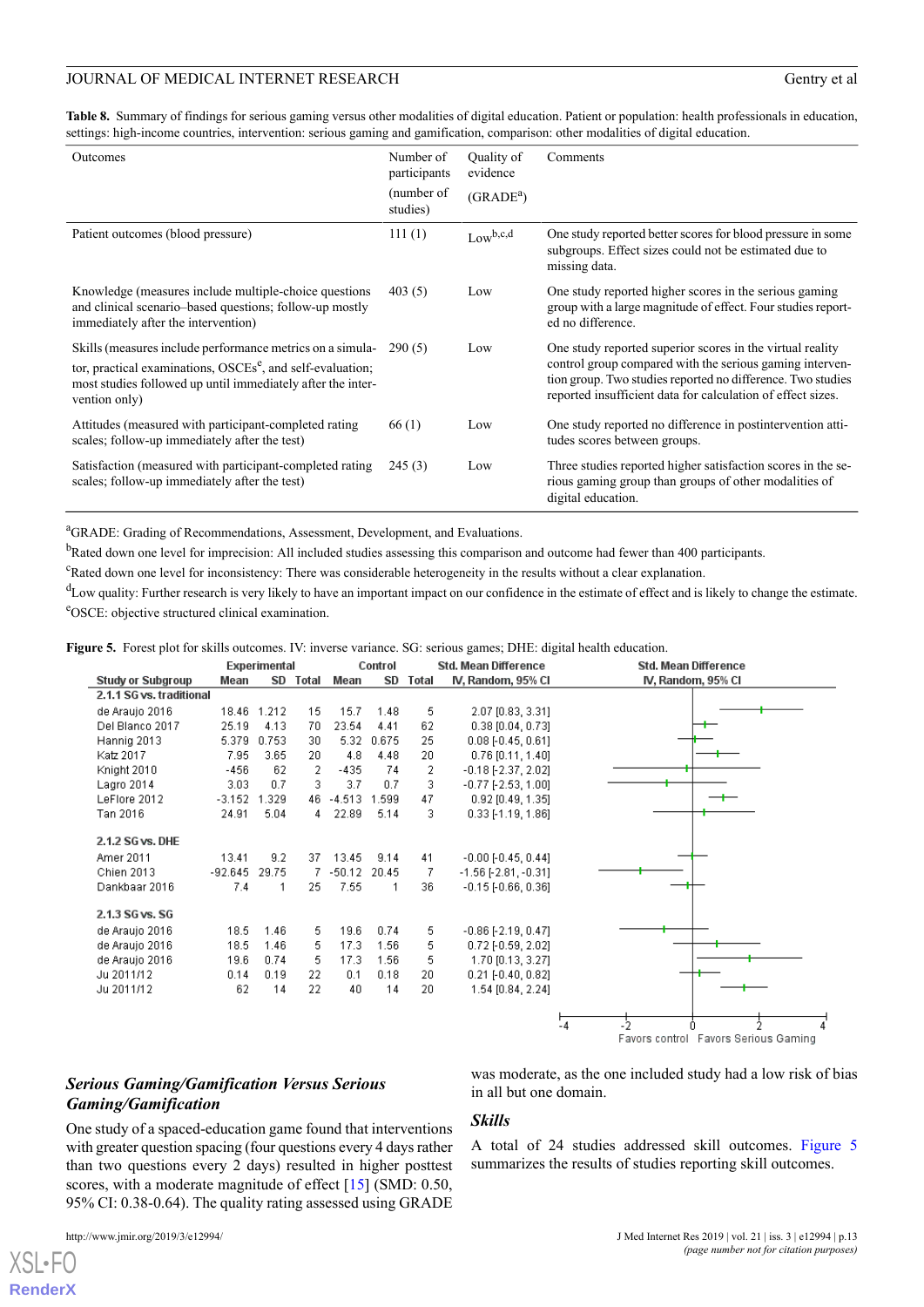**Table 8.** Summary of findings for serious gaming versus other modalities of digital education. Patient or population: health professionals in education, settings: high-income countries, intervention: serious gaming and gamification, comparison: other modalities of digital education.

| Outcomes | Number of participants (number of studies) | Quality of evidence (GRADE[a]) | Comments |
|---|---|---|---|
| Patient outcomes (blood pressure) | 111 (1) | Low[b,c,d] | One study reported better scores for blood pressure in some subgroups. Effect sizes could not be estimated due to missing data. |
| Knowledge (measures include multiple-choice questions and clinical scenario–based questions; follow-up mostly immediately after the intervention) | 403 (5) | Low | One study reported higher scores in the serious gaming group with a large magnitude of effect. Four studies reported no difference. |
| Skills (measures include performance metrics on a simulator, practical examinations, OSCEs[e], and self-evaluation; most studies followed up until immediately after the intervention only) | 290 (5) | Low | One study reported superior scores in the virtual reality control group compared with the serious gaming intervention group. Two studies reported no difference. Two studies reported insufficient data for calculation of effect sizes. |
| Attitudes (measured with participant-completed rating scales; follow-up immediately after the test) | 66 (1) | Low | One study reported no difference in postintervention attitudes scores between groups. |
| Satisfaction (measured with participant-completed rating scales; follow-up immediately after the test) | 245 (3) | Low | Three studies reported higher satisfaction scores in the serious gaming group than groups of other modalities of digital education. |

[a]GRADE: Grading of Recommendations, Assessment, Development, and Evaluations.

[b]Rated down one level for imprecision: All included studies assessing this comparison and outcome had fewer than 400 participants.

[c]Rated down one level for inconsistency: There was considerable heterogeneity in the results without a clear explanation.

[d]Low quality: Further research is very likely to have an important impact on our confidence in the estimate of effect and is likely to change the estimate.

[e]OSCE: objective structured clinical examination.

**Figure 5.** Forest plot for skills outcomes. IV: inverse variance. SG: serious games; DHE: digital health education.

| Study or Subgroup | Experimental Mean | Experimental SD | Experimental Total | Control Mean | Control SD | Control Total | Std. Mean Difference IV, Random, 95% CI |
|---|---|---|---|---|---|---|---|
| **2.1.1 SG vs. traditional** | | | | | | | |
| de Araujo 2016 | 18.46 | 1.212 | 15 | 15.7 | 1.48 | 5 | 2.07 [0.83, 3.31] |
| Del Blanco 2017 | 25.19 | 4.13 | 70 | 23.54 | 4.41 | 62 | 0.38 [0.04, 0.73] |
| Hannig 2013 | 5.379 | 0.753 | 30 | 5.32 | 0.675 | 25 | 0.08 [-0.45, 0.61] |
| Katz 2017 | 7.95 | 3.65 | 20 | 4.8 | 4.48 | 20 | 0.76 [0.11, 1.40] |
| Knight 2010 | -456 | 62 | 2 | -435 | 74 | 2 | -0.18 [-2.37, 2.02] |
| Lagro 2014 | 3.03 | 0.7 | 3 | 3.7 | 0.7 | 3 | -0.77 [-2.53, 1.00] |
| LeFlore 2012 | -3.152 | 1.329 | 46 | -4.513 | 1.599 | 47 | 0.92 [0.49, 1.35] |
| Tan 2016 | 24.91 | 5.04 | 4 | 22.89 | 5.14 | 3 | 0.33 [-1.19, 1.86] |
| **2.1.2 SG vs. DHE** | | | | | | | |
| Amer 2011 | 13.41 | 9.2 | 37 | 13.45 | 9.14 | 41 | -0.00 [-0.45, 0.44] |
| Chien 2013 | -92.645 | 29.75 | 7 | -50.12 | 20.45 | 7 | -1.56 [-2.81, -0.31] |
| Dankbaar 2016 | 7.4 | 1 | 25 | 7.55 | 1 | 36 | -0.15 [-0.66, 0.36] |
| **2.1.3 SG vs. SG** | | | | | | | |
| de Araujo 2016 | 18.5 | 1.46 | 5 | 19.6 | 0.74 | 5 | -0.86 [-2.19, 0.47] |
| de Araujo 2016 | 18.5 | 1.46 | 5 | 17.3 | 1.56 | 5 | 0.72 [-0.59, 2.02] |
| de Araujo 2016 | 19.6 | 0.74 | 5 | 17.3 | 1.56 | 5 | 1.70 [0.13, 3.27] |
| Ju 2011/12 | 0.14 | 0.19 | 22 | 0.1 | 0.18 | 20 | 0.21 [-0.40, 0.82] |
| Ju 2011/12 | 62 | 14 | 22 | 40 | 14 | 20 | 1.54 [0.84, 2.24] |

Favors control / Favors Serious Gaming

### *Serious Gaming/Gamification Versus Serious Gaming/Gamification*

One study of a spaced-education game found that interventions with greater question spacing (four questions every 4 days rather than two questions every 2 days) resulted in higher posttest scores, with a moderate magnitude of effect [15] (SMD: 0.50, 95% CI: 0.38-0.64). The quality rating assessed using GRADE was moderate, as the one included study had a low risk of bias in all but one domain.

### *Skills*

A total of 24 studies addressed skill outcomes. Figure 5 summarizes the results of studies reporting skill outcomes.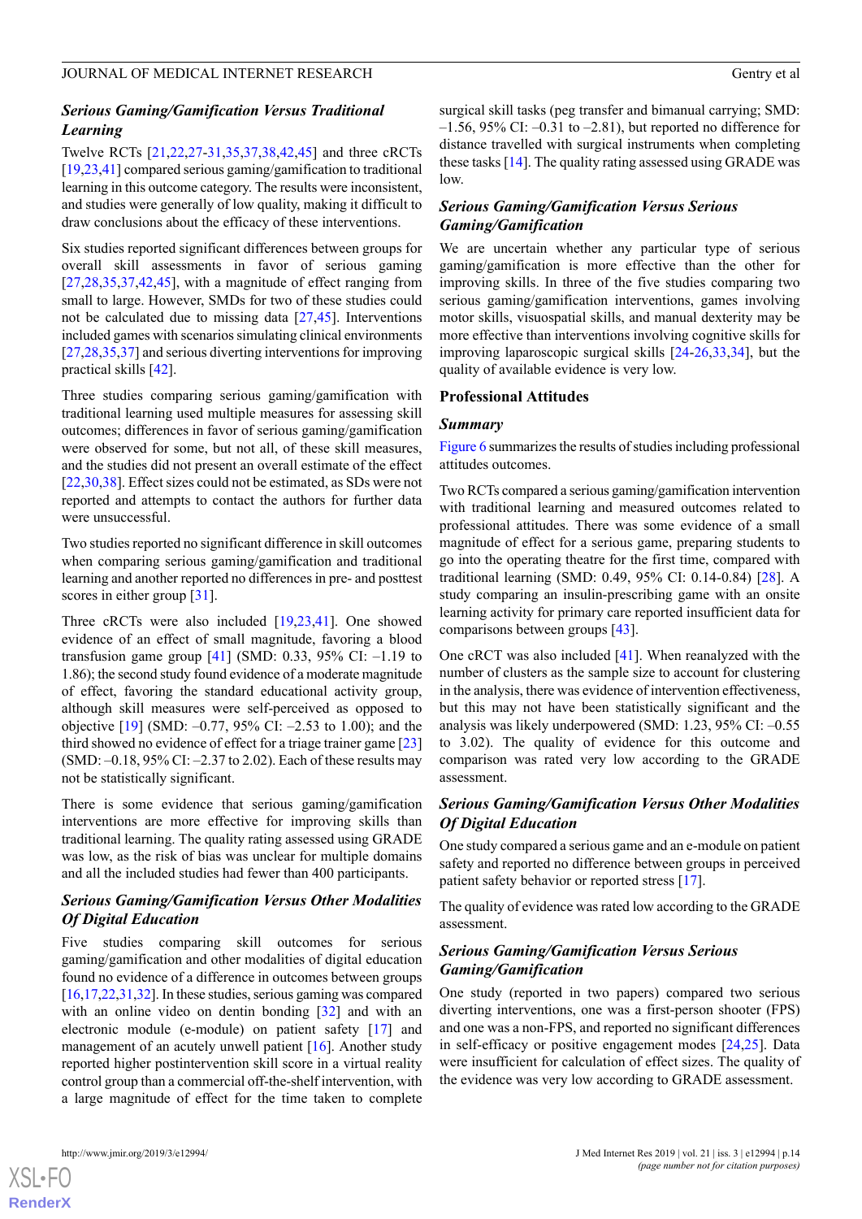### Serious Gaming/Gamification Versus Traditional Learning

Twelve RCTs [21,22,27-31,35,37,38,42,45] and three cRCTs [19,23,41] compared serious gaming/gamification to traditional learning in this outcome category. The results were inconsistent, and studies were generally of low quality, making it difficult to draw conclusions about the efficacy of these interventions.

Six studies reported significant differences between groups for overall skill assessments in favor of serious gaming [27,28,35,37,42,45], with a magnitude of effect ranging from small to large. However, SMDs for two of these studies could not be calculated due to missing data [27,45]. Interventions included games with scenarios simulating clinical environments [27,28,35,37] and serious diverting interventions for improving practical skills [42].

Three studies comparing serious gaming/gamification with traditional learning used multiple measures for assessing skill outcomes; differences in favor of serious gaming/gamification were observed for some, but not all, of these skill measures, and the studies did not present an overall estimate of the effect [22,30,38]. Effect sizes could not be estimated, as SDs were not reported and attempts to contact the authors for further data were unsuccessful.

Two studies reported no significant difference in skill outcomes when comparing serious gaming/gamification and traditional learning and another reported no differences in pre- and posttest scores in either group [31].

Three cRCTs were also included [19,23,41]. One showed evidence of an effect of small magnitude, favoring a blood transfusion game group [41] (SMD: 0.33, 95% CI: –1.19 to 1.86); the second study found evidence of a moderate magnitude of effect, favoring the standard educational activity group, although skill measures were self-perceived as opposed to objective [19] (SMD: –0.77, 95% CI: –2.53 to 1.00); and the third showed no evidence of effect for a triage trainer game [23] (SMD: –0.18, 95% CI: –2.37 to 2.02). Each of these results may not be statistically significant.

There is some evidence that serious gaming/gamification interventions are more effective for improving skills than traditional learning. The quality rating assessed using GRADE was low, as the risk of bias was unclear for multiple domains and all the included studies had fewer than 400 participants.

### Serious Gaming/Gamification Versus Other Modalities Of Digital Education

Five studies comparing skill outcomes for serious gaming/gamification and other modalities of digital education found no evidence of a difference in outcomes between groups [16,17,22,31,32]. In these studies, serious gaming was compared with an online video on dentin bonding [32] and with an electronic module (e-module) on patient safety [17] and management of an acutely unwell patient [16]. Another study reported higher postintervention skill score in a virtual reality control group than a commercial off-the-shelf intervention, with a large magnitude of effect for the time taken to complete surgical skill tasks (peg transfer and bimanual carrying; SMD: –1.56, 95% CI: –0.31 to –2.81), but reported no difference for distance travelled with surgical instruments when completing these tasks [14]. The quality rating assessed using GRADE was low.

### Serious Gaming/Gamification Versus Serious Gaming/Gamification

We are uncertain whether any particular type of serious gaming/gamification is more effective than the other for improving skills. In three of the five studies comparing two serious gaming/gamification interventions, games involving motor skills, visuospatial skills, and manual dexterity may be more effective than interventions involving cognitive skills for improving laparoscopic surgical skills [24-26,33,34], but the quality of available evidence is very low.

## Professional Attitudes

### Summary

Figure 6 summarizes the results of studies including professional attitudes outcomes.

Two RCTs compared a serious gaming/gamification intervention with traditional learning and measured outcomes related to professional attitudes. There was some evidence of a small magnitude of effect for a serious game, preparing students to go into the operating theatre for the first time, compared with traditional learning (SMD: 0.49, 95% CI: 0.14-0.84) [28]. A study comparing an insulin-prescribing game with an onsite learning activity for primary care reported insufficient data for comparisons between groups [43].

One cRCT was also included [41]. When reanalyzed with the number of clusters as the sample size to account for clustering in the analysis, there was evidence of intervention effectiveness, but this may not have been statistically significant and the analysis was likely underpowered (SMD: 1.23, 95% CI: –0.55 to 3.02). The quality of evidence for this outcome and comparison was rated very low according to the GRADE assessment.

### Serious Gaming/Gamification Versus Other Modalities Of Digital Education

One study compared a serious game and an e-module on patient safety and reported no difference between groups in perceived patient safety behavior or reported stress [17].

The quality of evidence was rated low according to the GRADE assessment.

### Serious Gaming/Gamification Versus Serious Gaming/Gamification

One study (reported in two papers) compared two serious diverting interventions, one was a first-person shooter (FPS) and one was a non-FPS, and reported no significant differences in self-efficacy or positive engagement modes [24,25]. Data were insufficient for calculation of effect sizes. The quality of the evidence was very low according to GRADE assessment.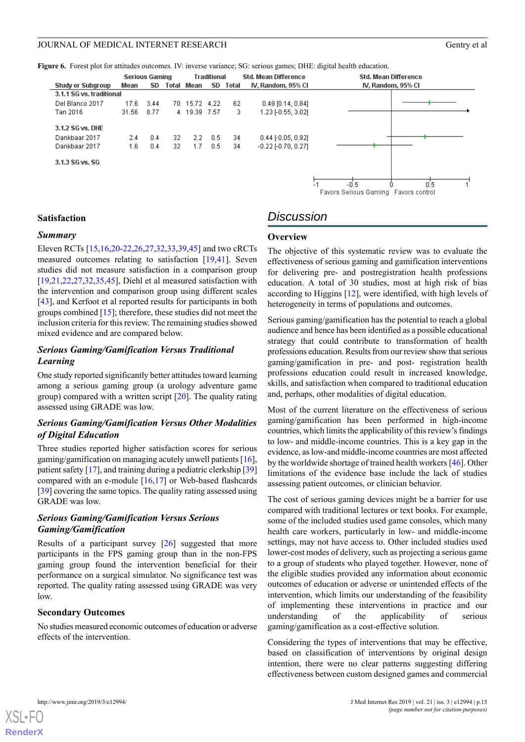**Figure 6.** Forest plot for attitudes outcomes. IV: inverse variance; SG: serious games; DHE: digital health education.

| Study or Subgroup | Serious Gaming Mean | SD | Total | Traditional Mean | SD | Total | Std. Mean Difference IV, Random, 95% CI |
|---|---|---|---|---|---|---|---|
| **3.1.1 SG vs. traditional** | | | | | | | |
| Del Blanco 2017 | 17.6 | 3.44 | 70 | 15.72 | 4.22 | 62 | 0.49 [0.14, 0.84] |
| Tan 2016 | 31.56 | 8.77 | 4 | 19.39 | 7.57 | 3 | 1.23 [-0.55, 3.02] |
| **3.1.2 SG vs. DHE** | | | | | | | |
| Dankbaar 2017 | 2.4 | 0.4 | 32 | 2.2 | 0.5 | 34 | 0.44 [-0.05, 0.92] |
| Dankbaar 2017 | 1.6 | 0.4 | 32 | 1.7 | 0.5 | 34 | -0.22 [-0.70, 0.27] |
| **3.1.3 SG vs. SG** | | | | | | | |

Favors Serious Gaming / Favors control

### Satisfaction

#### Summary

Eleven RCTs [15,16,20-22,26,27,32,33,39,45] and two cRCTs measured outcomes relating to satisfaction [19,41]. Seven studies did not measure satisfaction in a comparison group [19,21,22,27,32,35,45], Diehl et al measured satisfaction with the intervention and comparison group using different scales [43], and Kerfoot et al reported results for participants in both groups combined [15]; therefore, these studies did not meet the inclusion criteria for this review. The remaining studies showed mixed evidence and are compared below.

#### Serious Gaming/Gamification Versus Traditional Learning

One study reported significantly better attitudes toward learning among a serious gaming group (a urology adventure game group) compared with a written script [20]. The quality rating assessed using GRADE was low.

#### Serious Gaming/Gamification Versus Other Modalities of Digital Education

Three studies reported higher satisfaction scores for serious gaming/gamification on managing acutely unwell patients [16], patient safety [17], and training during a pediatric clerkship [39] compared with an e-module [16,17] or Web-based flashcards [39] covering the same topics. The quality rating assessed using GRADE was low.

#### Serious Gaming/Gamification Versus Serious Gaming/Gamification

Results of a participant survey [26] suggested that more participants in the FPS gaming group than in the non-FPS gaming group found the intervention beneficial for their performance on a surgical simulator. No significance test was reported. The quality rating assessed using GRADE was very low.

### Secondary Outcomes

No studies measured economic outcomes of education or adverse effects of the intervention.

## Discussion

### Overview

The objective of this systematic review was to evaluate the effectiveness of serious gaming and gamification interventions for delivering pre- and postregistration health professions education. A total of 30 studies, most at high risk of bias according to Higgins [12], were identified, with high levels of heterogeneity in terms of populations and outcomes.

Serious gaming/gamification has the potential to reach a global audience and hence has been identified as a possible educational strategy that could contribute to transformation of health professions education. Results from our review show that serious gaming/gamification in pre- and post- registration health professions education could result in increased knowledge, skills, and satisfaction when compared to traditional education and, perhaps, other modalities of digital education.

Most of the current literature on the effectiveness of serious gaming/gamification has been performed in high-income countries, which limits the applicability of this review's findings to low- and middle-income countries. This is a key gap in the evidence, as low-and middle-income countries are most affected by the worldwide shortage of trained health workers [46]. Other limitations of the evidence base include the lack of studies assessing patient outcomes, or clinician behavior.

The cost of serious gaming devices might be a barrier for use compared with traditional lectures or text books. For example, some of the included studies used game consoles, which many health care workers, particularly in low- and middle-income settings, may not have access to. Other included studies used lower-cost modes of delivery, such as projecting a serious game to a group of students who played together. However, none of the eligible studies provided any information about economic outcomes of education or adverse or unintended effects of the intervention, which limits our understanding of the feasibility of implementing these interventions in practice and our understanding of the applicability of serious gaming/gamification as a cost-effective solution.

Considering the types of interventions that may be effective, based on classification of interventions by original design intention, there were no clear patterns suggesting differing effectiveness between custom designed games and commercial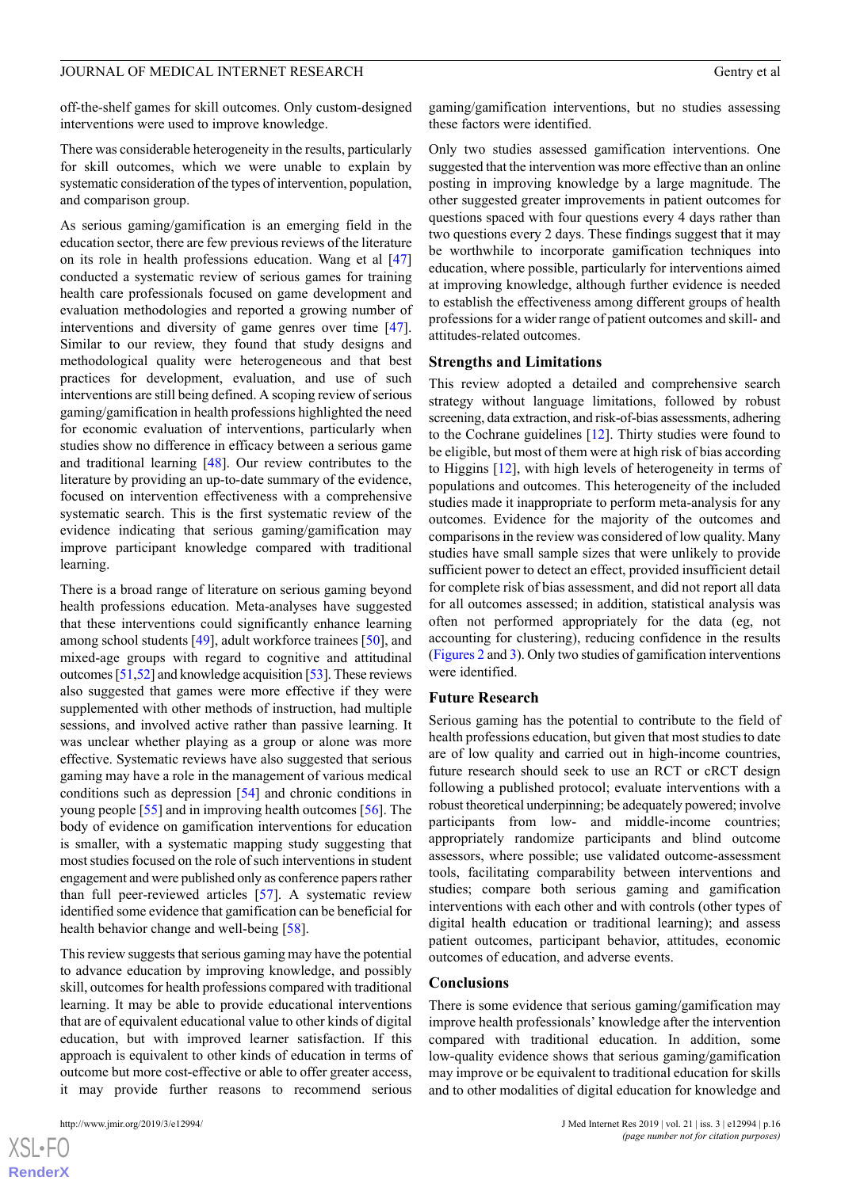off-the-shelf games for skill outcomes. Only custom-designed interventions were used to improve knowledge.

There was considerable heterogeneity in the results, particularly for skill outcomes, which we were unable to explain by systematic consideration of the types of intervention, population, and comparison group.

As serious gaming/gamification is an emerging field in the education sector, there are few previous reviews of the literature on its role in health professions education. Wang et al [47] conducted a systematic review of serious games for training health care professionals focused on game development and evaluation methodologies and reported a growing number of interventions and diversity of game genres over time [47]. Similar to our review, they found that study designs and methodological quality were heterogeneous and that best practices for development, evaluation, and use of such interventions are still being defined. A scoping review of serious gaming/gamification in health professions highlighted the need for economic evaluation of interventions, particularly when studies show no difference in efficacy between a serious game and traditional learning [48]. Our review contributes to the literature by providing an up-to-date summary of the evidence, focused on intervention effectiveness with a comprehensive systematic search. This is the first systematic review of the evidence indicating that serious gaming/gamification may improve participant knowledge compared with traditional learning.

There is a broad range of literature on serious gaming beyond health professions education. Meta-analyses have suggested that these interventions could significantly enhance learning among school students [49], adult workforce trainees [50], and mixed-age groups with regard to cognitive and attitudinal outcomes [51,52] and knowledge acquisition [53]. These reviews also suggested that games were more effective if they were supplemented with other methods of instruction, had multiple sessions, and involved active rather than passive learning. It was unclear whether playing as a group or alone was more effective. Systematic reviews have also suggested that serious gaming may have a role in the management of various medical conditions such as depression [54] and chronic conditions in young people [55] and in improving health outcomes [56]. The body of evidence on gamification interventions for education is smaller, with a systematic mapping study suggesting that most studies focused on the role of such interventions in student engagement and were published only as conference papers rather than full peer-reviewed articles [57]. A systematic review identified some evidence that gamification can be beneficial for health behavior change and well-being [58].

This review suggests that serious gaming may have the potential to advance education by improving knowledge, and possibly skill, outcomes for health professions compared with traditional learning. It may be able to provide educational interventions that are of equivalent educational value to other kinds of digital education, but with improved learner satisfaction. If this approach is equivalent to other kinds of education in terms of outcome but more cost-effective or able to offer greater access, it may provide further reasons to recommend serious gaming/gamification interventions, but no studies assessing these factors were identified.

Only two studies assessed gamification interventions. One suggested that the intervention was more effective than an online posting in improving knowledge by a large magnitude. The other suggested greater improvements in patient outcomes for questions spaced with four questions every 4 days rather than two questions every 2 days. These findings suggest that it may be worthwhile to incorporate gamification techniques into education, where possible, particularly for interventions aimed at improving knowledge, although further evidence is needed to establish the effectiveness among different groups of health professions for a wider range of patient outcomes and skill- and attitudes-related outcomes.

## Strengths and Limitations

This review adopted a detailed and comprehensive search strategy without language limitations, followed by robust screening, data extraction, and risk-of-bias assessments, adhering to the Cochrane guidelines [12]. Thirty studies were found to be eligible, but most of them were at high risk of bias according to Higgins [12], with high levels of heterogeneity in terms of populations and outcomes. This heterogeneity of the included studies made it inappropriate to perform meta-analysis for any outcomes. Evidence for the majority of the outcomes and comparisons in the review was considered of low quality. Many studies have small sample sizes that were unlikely to provide sufficient power to detect an effect, provided insufficient detail for complete risk of bias assessment, and did not report all data for all outcomes assessed; in addition, statistical analysis was often not performed appropriately for the data (eg, not accounting for clustering), reducing confidence in the results (Figures 2 and 3). Only two studies of gamification interventions were identified.

## Future Research

Serious gaming has the potential to contribute to the field of health professions education, but given that most studies to date are of low quality and carried out in high-income countries, future research should seek to use an RCT or cRCT design following a published protocol; evaluate interventions with a robust theoretical underpinning; be adequately powered; involve participants from low- and middle-income countries; appropriately randomize participants and blind outcome assessors, where possible; use validated outcome-assessment tools, facilitating comparability between interventions and studies; compare both serious gaming and gamification interventions with each other and with controls (other types of digital health education or traditional learning); and assess patient outcomes, participant behavior, attitudes, economic outcomes of education, and adverse events.

## Conclusions

There is some evidence that serious gaming/gamification may improve health professionals' knowledge after the intervention compared with traditional education. In addition, some low-quality evidence shows that serious gaming/gamification may improve or be equivalent to traditional education for skills and to other modalities of digital education for knowledge and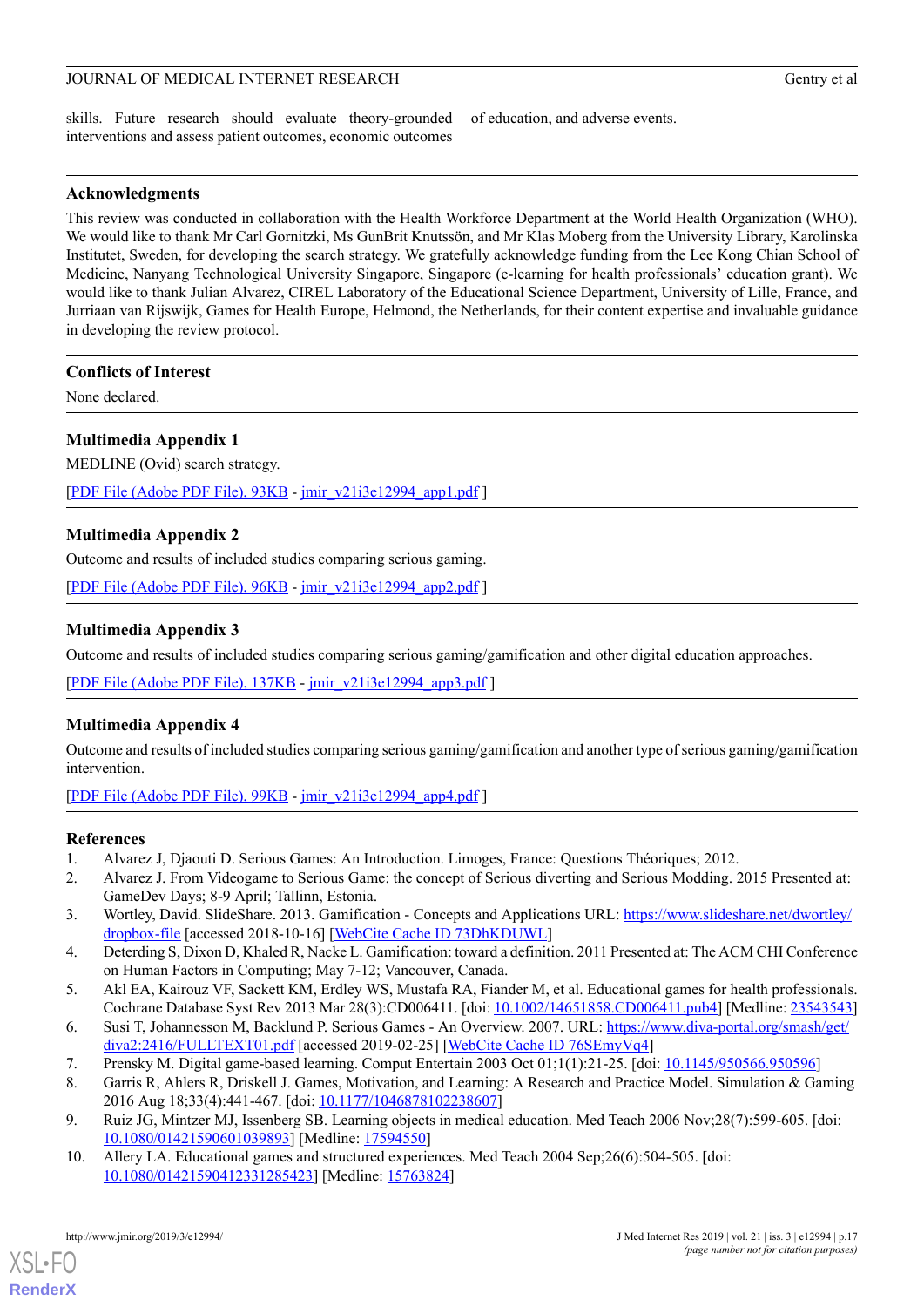skills. Future research should evaluate theory-grounded interventions and assess patient outcomes, economic outcomes of education, and adverse events.

## Acknowledgments

This review was conducted in collaboration with the Health Workforce Department at the World Health Organization (WHO). We would like to thank Mr Carl Gornitzki, Ms GunBrit Knutssön, and Mr Klas Moberg from the University Library, Karolinska Institutet, Sweden, for developing the search strategy. We gratefully acknowledge funding from the Lee Kong Chian School of Medicine, Nanyang Technological University Singapore, Singapore (e-learning for health professionals' education grant). We would like to thank Julian Alvarez, CIREL Laboratory of the Educational Science Department, University of Lille, France, and Jurriaan van Rijswijk, Games for Health Europe, Helmond, the Netherlands, for their content expertise and invaluable guidance in developing the review protocol.

## Conflicts of Interest

None declared.

## Multimedia Appendix 1

MEDLINE (Ovid) search strategy.

[PDF File (Adobe PDF File), 93KB - jmir_v21i3e12994_app1.pdf ]

## Multimedia Appendix 2

Outcome and results of included studies comparing serious gaming.

[PDF File (Adobe PDF File), 96KB - jmir_v21i3e12994_app2.pdf ]

## Multimedia Appendix 3

Outcome and results of included studies comparing serious gaming/gamification and other digital education approaches.

[PDF File (Adobe PDF File), 137KB - jmir_v21i3e12994_app3.pdf ]

## Multimedia Appendix 4

Outcome and results of included studies comparing serious gaming/gamification and another type of serious gaming/gamification intervention.

[PDF File (Adobe PDF File), 99KB - jmir_v21i3e12994_app4.pdf ]

## References

1. Alvarez J, Djaouti D. Serious Games: An Introduction. Limoges, France: Questions Théoriques; 2012.
2. Alvarez J. From Videogame to Serious Game: the concept of Serious diverting and Serious Modding. 2015 Presented at: GameDev Days; 8-9 April; Tallinn, Estonia.
3. Wortley, David. SlideShare. 2013. Gamification - Concepts and Applications URL: https://www.slideshare.net/dwortley/dropbox-file [accessed 2018-10-16] [WebCite Cache ID 73DhKDUWL]
4. Deterding S, Dixon D, Khaled R, Nacke L. Gamification: toward a definition. 2011 Presented at: The ACM CHI Conference on Human Factors in Computing; May 7-12; Vancouver, Canada.
5. Akl EA, Kairouz VF, Sackett KM, Erdley WS, Mustafa RA, Fiander M, et al. Educational games for health professionals. Cochrane Database Syst Rev 2013 Mar 28(3):CD006411. [doi: 10.1002/14651858.CD006411.pub4] [Medline: 23543543]
6. Susi T, Johannesson M, Backlund P. Serious Games - An Overview. 2007. URL: https://www.diva-portal.org/smash/get/diva2:2416/FULLTEXT01.pdf [accessed 2019-02-25] [WebCite Cache ID 76SEmyVq4]
7. Prensky M. Digital game-based learning. Comput Entertain 2003 Oct 01;1(1):21-25. [doi: 10.1145/950566.950596]
8. Garris R, Ahlers R, Driskell J. Games, Motivation, and Learning: A Research and Practice Model. Simulation & Gaming 2016 Aug 18;33(4):441-467. [doi: 10.1177/1046878102238607]
9. Ruiz JG, Mintzer MJ, Issenberg SB. Learning objects in medical education. Med Teach 2006 Nov;28(7):599-605. [doi: 10.1080/01421590601039893] [Medline: 17594550]
10. Allery LA. Educational games and structured experiences. Med Teach 2004 Sep;26(6):504-505. [doi: 10.1080/01421590412331285423] [Medline: 15763824]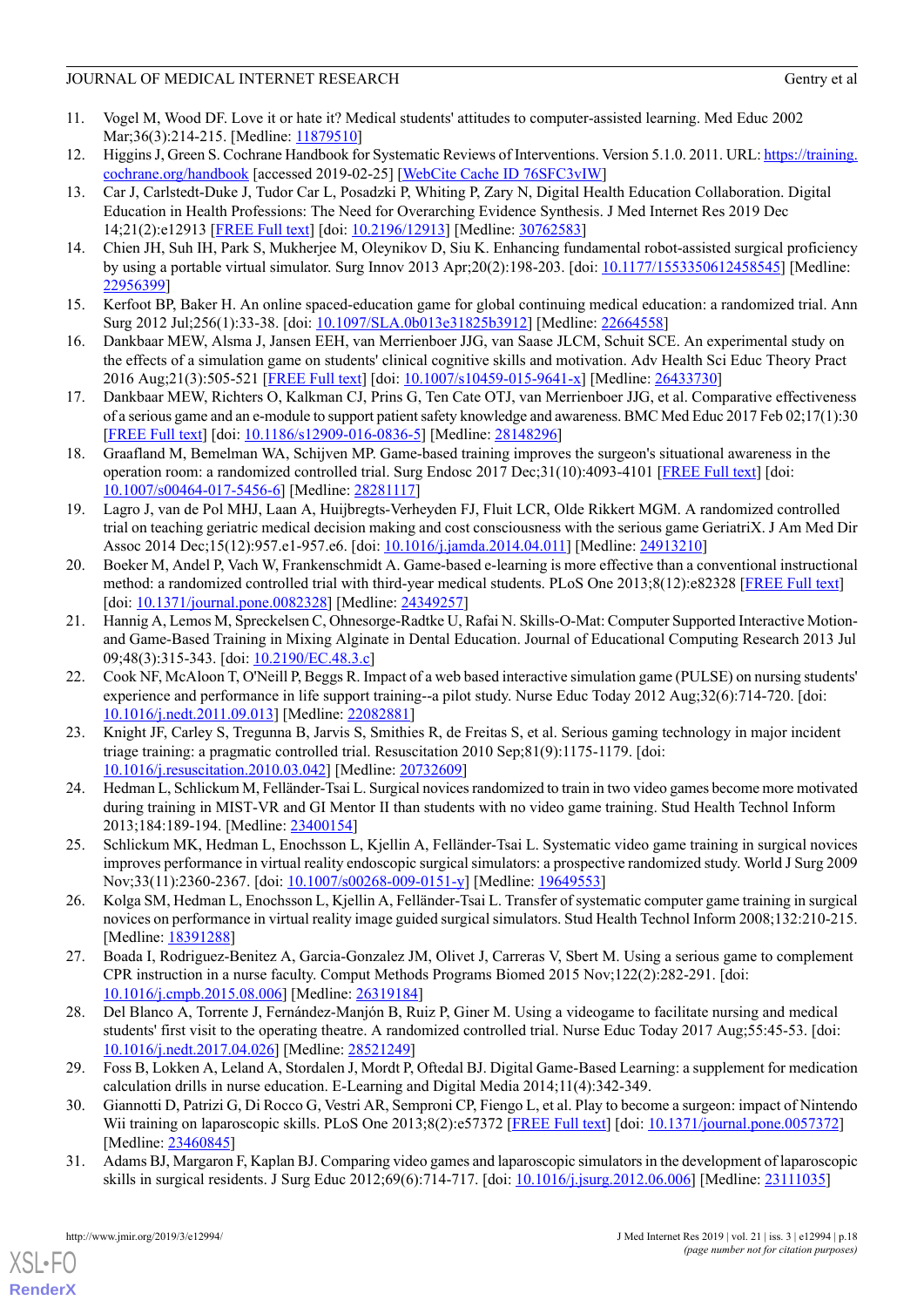11. Vogel M, Wood DF. Love it or hate it? Medical students' attitudes to computer-assisted learning. Med Educ 2002 Mar;36(3):214-215. [Medline: 11879510]
12. Higgins J, Green S. Cochrane Handbook for Systematic Reviews of Interventions. Version 5.1.0. 2011. URL: https://training.cochrane.org/handbook [accessed 2019-02-25] [WebCite Cache ID 76SFC3vIW]
13. Car J, Carlstedt-Duke J, Tudor Car L, Posadzki P, Whiting P, Zary N, Digital Health Education Collaboration. Digital Education in Health Professions: The Need for Overarching Evidence Synthesis. J Med Internet Res 2019 Dec 14;21(2):e12913 [FREE Full text] [doi: 10.2196/12913] [Medline: 30762583]
14. Chien JH, Suh IH, Park S, Mukherjee M, Oleynikov D, Siu K. Enhancing fundamental robot-assisted surgical proficiency by using a portable virtual simulator. Surg Innov 2013 Apr;20(2):198-203. [doi: 10.1177/1553350612458545] [Medline: 22956399]
15. Kerfoot BP, Baker H. An online spaced-education game for global continuing medical education: a randomized trial. Ann Surg 2012 Jul;256(1):33-38. [doi: 10.1097/SLA.0b013e31825b3912] [Medline: 22664558]
16. Dankbaar MEW, Alsma J, Jansen EEH, van Merrienboer JJG, van Saase JLCM, Schuit SCE. An experimental study on the effects of a simulation game on students' clinical cognitive skills and motivation. Adv Health Sci Educ Theory Pract 2016 Aug;21(3):505-521 [FREE Full text] [doi: 10.1007/s10459-015-9641-x] [Medline: 26433730]
17. Dankbaar MEW, Richters O, Kalkman CJ, Prins G, Ten Cate OTJ, van Merrienboer JJG, et al. Comparative effectiveness of a serious game and an e-module to support patient safety knowledge and awareness. BMC Med Educ 2017 Feb 02;17(1):30 [FREE Full text] [doi: 10.1186/s12909-016-0836-5] [Medline: 28148296]
18. Graafland M, Bemelman WA, Schijven MP. Game-based training improves the surgeon's situational awareness in the operation room: a randomized controlled trial. Surg Endosc 2017 Dec;31(10):4093-4101 [FREE Full text] [doi: 10.1007/s00464-017-5456-6] [Medline: 28281117]
19. Lagro J, van de Pol MHJ, Laan A, Huijbregts-Verheyden FJ, Fluit LCR, Olde Rikkert MGM. A randomized controlled trial on teaching geriatric medical decision making and cost consciousness with the serious game GeriatriX. J Am Med Dir Assoc 2014 Dec;15(12):957.e1-957.e6. [doi: 10.1016/j.jamda.2014.04.011] [Medline: 24913210]
20. Boeker M, Andel P, Vach W, Frankenschmidt A. Game-based e-learning is more effective than a conventional instructional method: a randomized controlled trial with third-year medical students. PLoS One 2013;8(12):e82328 [FREE Full text] [doi: 10.1371/journal.pone.0082328] [Medline: 24349257]
21. Hannig A, Lemos M, Spreckelsen C, Ohnesorge-Radtke U, Rafai N. Skills-O-Mat: Computer Supported Interactive Motion- and Game-Based Training in Mixing Alginate in Dental Education. Journal of Educational Computing Research 2013 Jul 09;48(3):315-343. [doi: 10.2190/EC.48.3.c]
22. Cook NF, McAloon T, O'Neill P, Beggs R. Impact of a web based interactive simulation game (PULSE) on nursing students' experience and performance in life support training--a pilot study. Nurse Educ Today 2012 Aug;32(6):714-720. [doi: 10.1016/j.nedt.2011.09.013] [Medline: 22082881]
23. Knight JF, Carley S, Tregunna B, Jarvis S, Smithies R, de Freitas S, et al. Serious gaming technology in major incident triage training: a pragmatic controlled trial. Resuscitation 2010 Sep;81(9):1175-1179. [doi: 10.1016/j.resuscitation.2010.03.042] [Medline: 20732609]
24. Hedman L, Schlickum M, Felländer-Tsai L. Surgical novices randomized to train in two video games become more motivated during training in MIST-VR and GI Mentor II than students with no video game training. Stud Health Technol Inform 2013;184:189-194. [Medline: 23400154]
25. Schlickum MK, Hedman L, Enochsson L, Kjellin A, Felländer-Tsai L. Systematic video game training in surgical novices improves performance in virtual reality endoscopic surgical simulators: a prospective randomized study. World J Surg 2009 Nov;33(11):2360-2367. [doi: 10.1007/s00268-009-0151-y] [Medline: 19649553]
26. Kolga SM, Hedman L, Enochsson L, Kjellin A, Felländer-Tsai L. Transfer of systematic computer game training in surgical novices on performance in virtual reality image guided surgical simulators. Stud Health Technol Inform 2008;132:210-215. [Medline: 18391288]
27. Boada I, Rodriguez-Benitez A, Garcia-Gonzalez JM, Olivet J, Carreras V, Sbert M. Using a serious game to complement CPR instruction in a nurse faculty. Comput Methods Programs Biomed 2015 Nov;122(2):282-291. [doi: 10.1016/j.cmpb.2015.08.006] [Medline: 26319184]
28. Del Blanco A, Torrente J, Fernández-Manjón B, Ruiz P, Giner M. Using a videogame to facilitate nursing and medical students' first visit to the operating theatre. A randomized controlled trial. Nurse Educ Today 2017 Aug;55:45-53. [doi: 10.1016/j.nedt.2017.04.026] [Medline: 28521249]
29. Foss B, Lokken A, Leland A, Stordalen J, Mordt P, Oftedal BJ. Digital Game-Based Learning: a supplement for medication calculation drills in nurse education. E-Learning and Digital Media 2014;11(4):342-349.
30. Giannotti D, Patrizi G, Di Rocco G, Vestri AR, Semproni CP, Fiengo L, et al. Play to become a surgeon: impact of Nintendo Wii training on laparoscopic skills. PLoS One 2013;8(2):e57372 [FREE Full text] [doi: 10.1371/journal.pone.0057372] [Medline: 23460845]
31. Adams BJ, Margaron F, Kaplan BJ. Comparing video games and laparoscopic simulators in the development of laparoscopic skills in surgical residents. J Surg Educ 2012;69(6):714-717. [doi: 10.1016/j.jsurg.2012.06.006] [Medline: 23111035]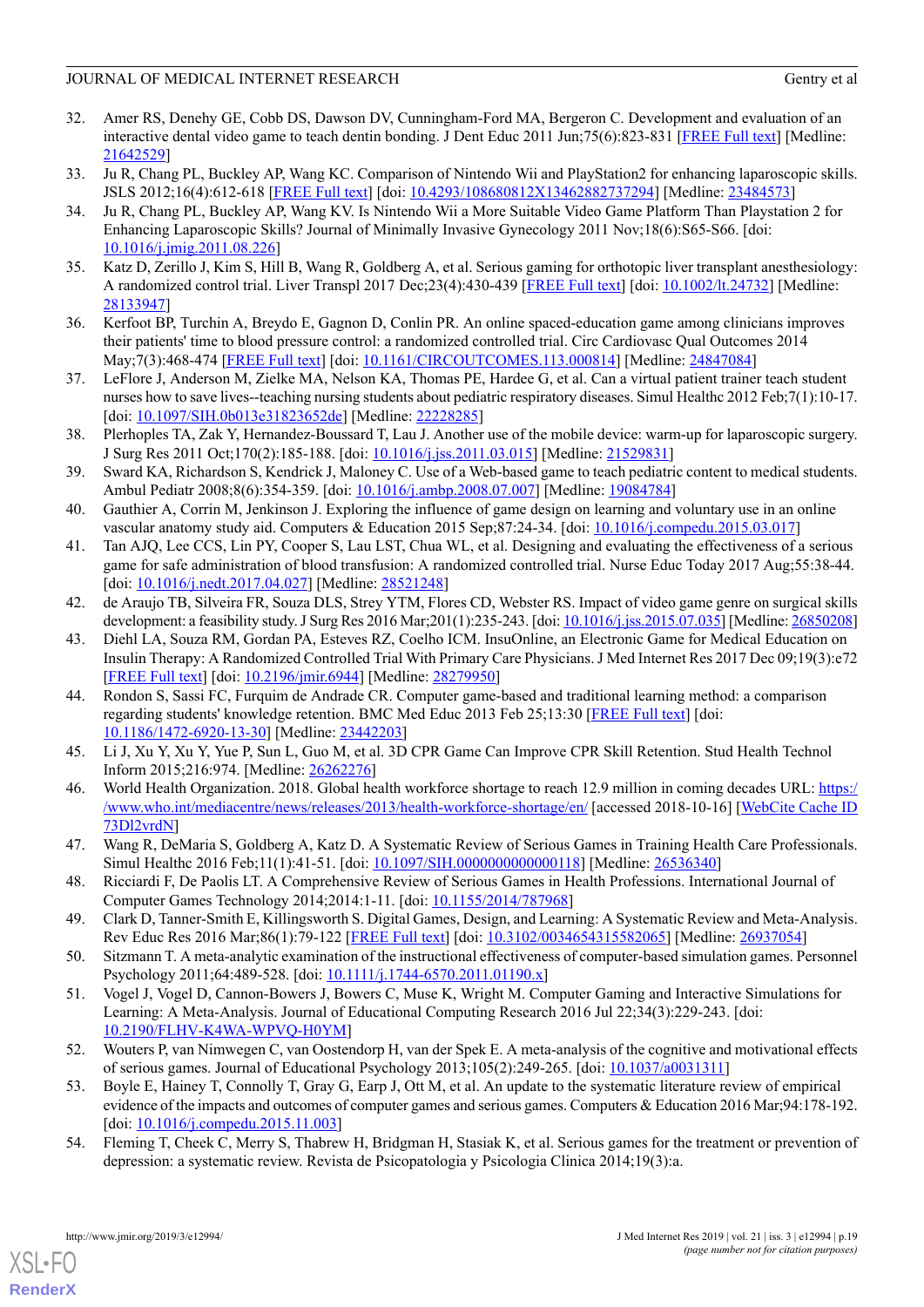32. Amer RS, Denehy GE, Cobb DS, Dawson DV, Cunningham-Ford MA, Bergeron C. Development and evaluation of an interactive dental video game to teach dentin bonding. J Dent Educ 2011 Jun;75(6):823-831 [FREE Full text] [Medline: 21642529]
33. Ju R, Chang PL, Buckley AP, Wang KC. Comparison of Nintendo Wii and PlayStation2 for enhancing laparoscopic skills. JSLS 2012;16(4):612-618 [FREE Full text] [doi: 10.4293/108680812X13462882737294] [Medline: 23484573]
34. Ju R, Chang PL, Buckley AP, Wang KV. Is Nintendo Wii a More Suitable Video Game Platform Than Playstation 2 for Enhancing Laparoscopic Skills? Journal of Minimally Invasive Gynecology 2011 Nov;18(6):S65-S66. [doi: 10.1016/j.jmig.2011.08.226]
35. Katz D, Zerillo J, Kim S, Hill B, Wang R, Goldberg A, et al. Serious gaming for orthotopic liver transplant anesthesiology: A randomized control trial. Liver Transpl 2017 Dec;23(4):430-439 [FREE Full text] [doi: 10.1002/lt.24732] [Medline: 28133947]
36. Kerfoot BP, Turchin A, Breydo E, Gagnon D, Conlin PR. An online spaced-education game among clinicians improves their patients' time to blood pressure control: a randomized controlled trial. Circ Cardiovasc Qual Outcomes 2014 May;7(3):468-474 [FREE Full text] [doi: 10.1161/CIRCOUTCOMES.113.000814] [Medline: 24847084]
37. LeFlore J, Anderson M, Zielke MA, Nelson KA, Thomas PE, Hardee G, et al. Can a virtual patient trainer teach student nurses how to save lives--teaching nursing students about pediatric respiratory diseases. Simul Healthc 2012 Feb;7(1):10-17. [doi: 10.1097/SIH.0b013e31823652de] [Medline: 22228285]
38. Plerhoples TA, Zak Y, Hernandez-Boussard T, Lau J. Another use of the mobile device: warm-up for laparoscopic surgery. J Surg Res 2011 Oct;170(2):185-188. [doi: 10.1016/j.jss.2011.03.015] [Medline: 21529831]
39. Sward KA, Richardson S, Kendrick J, Maloney C. Use of a Web-based game to teach pediatric content to medical students. Ambul Pediatr 2008;8(6):354-359. [doi: 10.1016/j.ambp.2008.07.007] [Medline: 19084784]
40. Gauthier A, Corrin M, Jenkinson J. Exploring the influence of game design on learning and voluntary use in an online vascular anatomy study aid. Computers & Education 2015 Sep;87:24-34. [doi: 10.1016/j.compedu.2015.03.017]
41. Tan AJQ, Lee CCS, Lin PY, Cooper S, Lau LST, Chua WL, et al. Designing and evaluating the effectiveness of a serious game for safe administration of blood transfusion: A randomized controlled trial. Nurse Educ Today 2017 Aug;55:38-44. [doi: 10.1016/j.nedt.2017.04.027] [Medline: 28521248]
42. de Araujo TB, Silveira FR, Souza DLS, Strey YTM, Flores CD, Webster RS. Impact of video game genre on surgical skills development: a feasibility study. J Surg Res 2016 Mar;201(1):235-243. [doi: 10.1016/j.jss.2015.07.035] [Medline: 26850208]
43. Diehl LA, Souza RM, Gordan PA, Esteves RZ, Coelho ICM. InsuOnline, an Electronic Game for Medical Education on Insulin Therapy: A Randomized Controlled Trial With Primary Care Physicians. J Med Internet Res 2017 Dec 09;19(3):e72 [FREE Full text] [doi: 10.2196/jmir.6944] [Medline: 28279950]
44. Rondon S, Sassi FC, Furquim de Andrade CR. Computer game-based and traditional learning method: a comparison regarding students' knowledge retention. BMC Med Educ 2013 Feb 25;13:30 [FREE Full text] [doi: 10.1186/1472-6920-13-30] [Medline: 23442203]
45. Li J, Xu Y, Xu Y, Yue P, Sun L, Guo M, et al. 3D CPR Game Can Improve CPR Skill Retention. Stud Health Technol Inform 2015;216:974. [Medline: 26262276]
46. World Health Organization. 2018. Global health workforce shortage to reach 12.9 million in coming decades URL: https://www.who.int/mediacentre/news/releases/2013/health-workforce-shortage/en/ [accessed 2018-10-16] [WebCite Cache ID 73Dl2vrdN]
47. Wang R, DeMaria S, Goldberg A, Katz D. A Systematic Review of Serious Games in Training Health Care Professionals. Simul Healthc 2016 Feb;11(1):41-51. [doi: 10.1097/SIH.0000000000000118] [Medline: 26536340]
48. Ricciardi F, De Paolis LT. A Comprehensive Review of Serious Games in Health Professions. International Journal of Computer Games Technology 2014;2014:1-11. [doi: 10.1155/2014/787968]
49. Clark D, Tanner-Smith E, Killingsworth S. Digital Games, Design, and Learning: A Systematic Review and Meta-Analysis. Rev Educ Res 2016 Mar;86(1):79-122 [FREE Full text] [doi: 10.3102/0034654315582065] [Medline: 26937054]
50. Sitzmann T. A meta-analytic examination of the instructional effectiveness of computer-based simulation games. Personnel Psychology 2011;64:489-528. [doi: 10.1111/j.1744-6570.2011.01190.x]
51. Vogel J, Vogel D, Cannon-Bowers J, Bowers C, Muse K, Wright M. Computer Gaming and Interactive Simulations for Learning: A Meta-Analysis. Journal of Educational Computing Research 2016 Jul 22;34(3):229-243. [doi: 10.2190/FLHV-K4WA-WPVQ-H0YM]
52. Wouters P, van Nimwegen C, van Oostendorp H, van der Spek E. A meta-analysis of the cognitive and motivational effects of serious games. Journal of Educational Psychology 2013;105(2):249-265. [doi: 10.1037/a0031311]
53. Boyle E, Hainey T, Connolly T, Gray G, Earp J, Ott M, et al. An update to the systematic literature review of empirical evidence of the impacts and outcomes of computer games and serious games. Computers & Education 2016 Mar;94:178-192. [doi: 10.1016/j.compedu.2015.11.003]
54. Fleming T, Cheek C, Merry S, Thabrew H, Bridgman H, Stasiak K, et al. Serious games for the treatment or prevention of depression: a systematic review. Revista de Psicopatologia y Psicologia Clinica 2014;19(3):a.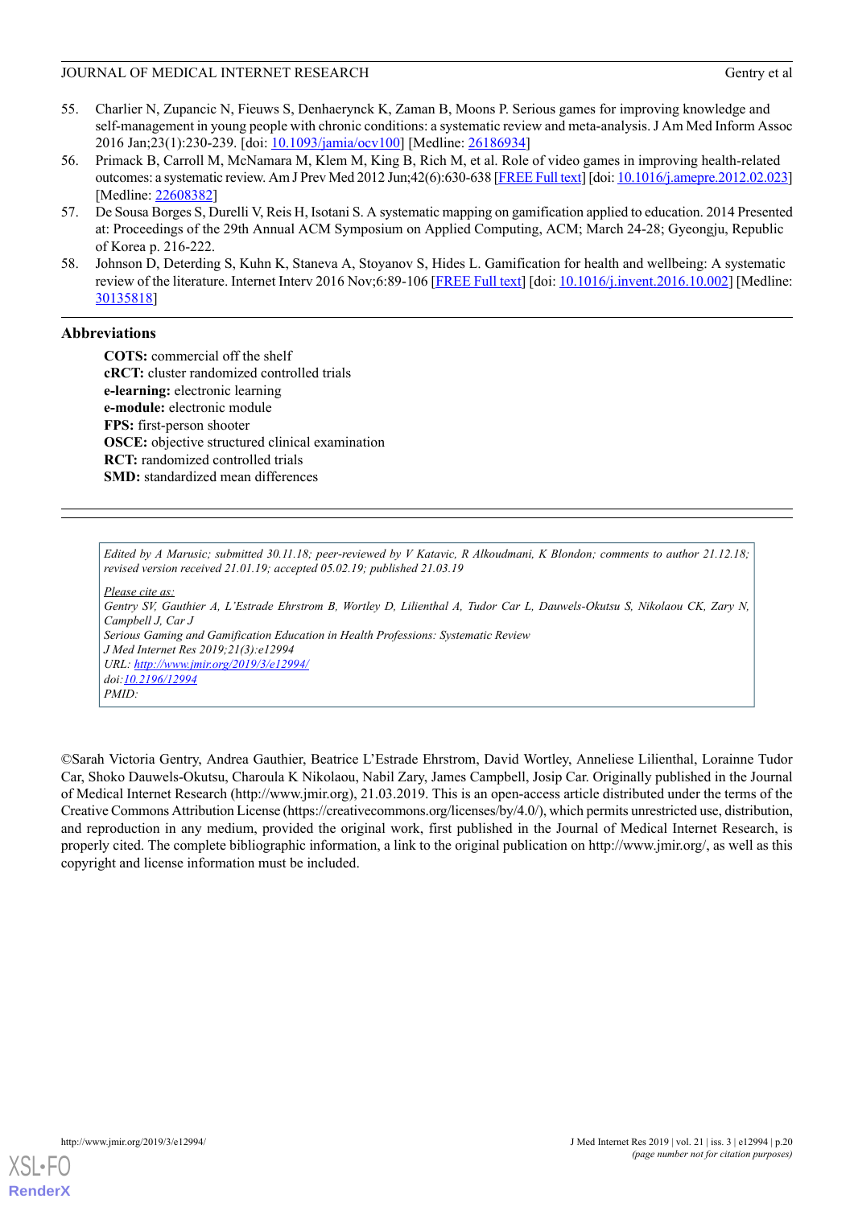55. Charlier N, Zupancic N, Fieuws S, Denhaerynck K, Zaman B, Moons P. Serious games for improving knowledge and self-management in young people with chronic conditions: a systematic review and meta-analysis. J Am Med Inform Assoc 2016 Jan;23(1):230-239. [doi: 10.1093/jamia/ocv100] [Medline: 26186934]
56. Primack B, Carroll M, McNamara M, Klem M, King B, Rich M, et al. Role of video games in improving health-related outcomes: a systematic review. Am J Prev Med 2012 Jun;42(6):630-638 [FREE Full text] [doi: 10.1016/j.amepre.2012.02.023] [Medline: 22608382]
57. De Sousa Borges S, Durelli V, Reis H, Isotani S. A systematic mapping on gamification applied to education. 2014 Presented at: Proceedings of the 29th Annual ACM Symposium on Applied Computing, ACM; March 24-28; Gyeongju, Republic of Korea p. 216-222.
58. Johnson D, Deterding S, Kuhn K, Staneva A, Stoyanov S, Hides L. Gamification for health and wellbeing: A systematic review of the literature. Internet Interv 2016 Nov;6:89-106 [FREE Full text] [doi: 10.1016/j.invent.2016.10.002] [Medline: 30135818]

## Abbreviations

**COTS:** commercial off the shelf
**cRCT:** cluster randomized controlled trials
**e-learning:** electronic learning
**e-module:** electronic module
**FPS:** first-person shooter
**OSCE:** objective structured clinical examination
**RCT:** randomized controlled trials
**SMD:** standardized mean differences

*Edited by A Marusic; submitted 30.11.18; peer-reviewed by V Katavic, R Alkoudmani, K Blondon; comments to author 21.12.18; revised version received 21.01.19; accepted 05.02.19; published 21.03.19*

*Please cite as:*
*Gentry SV, Gauthier A, L'Estrade Ehrstrom B, Wortley D, Lilienthal A, Tudor Car L, Dauwels-Okutsu S, Nikolaou CK, Zary N, Campbell J, Car J*
*Serious Gaming and Gamification Education in Health Professions: Systematic Review*
*J Med Internet Res 2019;21(3):e12994*
*URL: http://www.jmir.org/2019/3/e12994/*
*doi:10.2196/12994*
*PMID:*

©Sarah Victoria Gentry, Andrea Gauthier, Beatrice L'Estrade Ehrstrom, David Wortley, Anneliese Lilienthal, Lorainne Tudor Car, Shoko Dauwels-Okutsu, Charoula K Nikolaou, Nabil Zary, James Campbell, Josip Car. Originally published in the Journal of Medical Internet Research (http://www.jmir.org), 21.03.2019. This is an open-access article distributed under the terms of the Creative Commons Attribution License (https://creativecommons.org/licenses/by/4.0/), which permits unrestricted use, distribution, and reproduction in any medium, provided the original work, first published in the Journal of Medical Internet Research, is properly cited. The complete bibliographic information, a link to the original publication on http://www.jmir.org/, as well as this copyright and license information must be included.